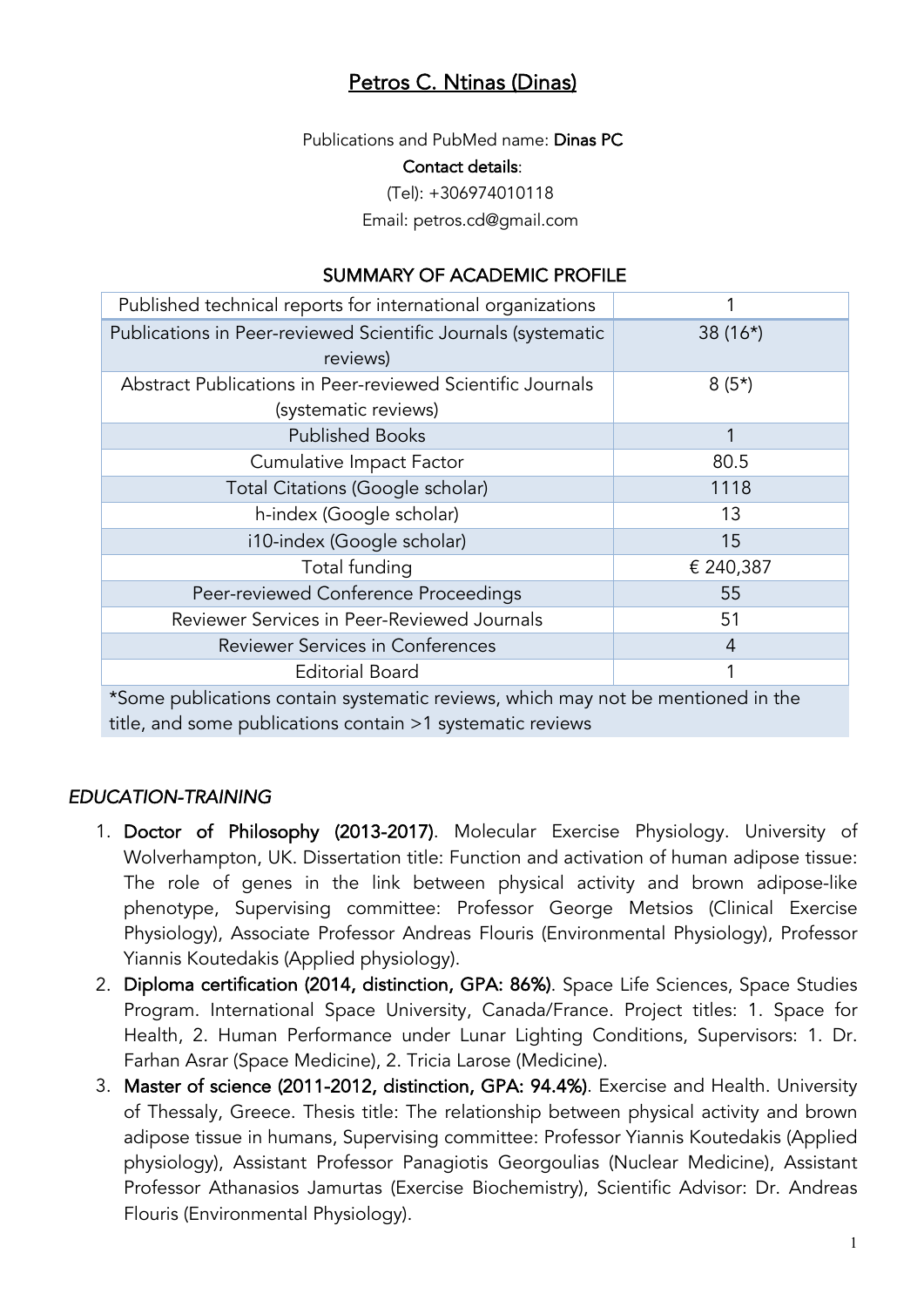# Petros C. Ntinas (Dinas)

Publications and PubMed name: **Dinas PC**

**Contact details**:

(Tel): +306974010118

Email: petros.cd@gmail.com

## SUMMARY OF ACADEMIC PROFILE

| | |
|---|---|
| Published technical reports for international organizations | 1 |
| Publications in Peer-reviewed Scientific Journals (systematic reviews) | 38 (16*) |
| Abstract Publications in Peer-reviewed Scientific Journals (systematic reviews) | 8 (5*) |
| Published Books | 1 |
| Cumulative Impact Factor | 80.5 |
| Total Citations (Google scholar) | 1118 |
| h-index (Google scholar) | 13 |
| i10-index (Google scholar) | 15 |
| Total funding | € 240,387 |
| Peer-reviewed Conference Proceedings | 55 |
| Reviewer Services in Peer-Reviewed Journals | 51 |
| Reviewer Services in Conferences | 4 |
| Editorial Board | 1 |

*Some publications contain systematic reviews, which may not be mentioned in the title, and some publications contain >1 systematic reviews

## *EDUCATION-TRAINING*

1. **Doctor of Philosophy (2013-2017)**. Molecular Exercise Physiology. University of Wolverhampton, UK. Dissertation title: Function and activation of human adipose tissue: The role of genes in the link between physical activity and brown adipose-like phenotype, Supervising committee: Professor George Metsios (Clinical Exercise Physiology), Associate Professor Andreas Flouris (Environmental Physiology), Professor Yiannis Koutedakis (Applied physiology).
2. **Diploma certification (2014, distinction, GPA: 86%)**. Space Life Sciences, Space Studies Program. International Space University, Canada/France. Project titles: 1. Space for Health, 2. Human Performance under Lunar Lighting Conditions, Supervisors: 1. Dr. Farhan Asrar (Space Medicine), 2. Tricia Larose (Medicine).
3. **Master of science (2011-2012, distinction, GPA: 94.4%)**. Exercise and Health. University of Thessaly, Greece. Thesis title: The relationship between physical activity and brown adipose tissue in humans, Supervising committee: Professor Yiannis Koutedakis (Applied physiology), Assistant Professor Panagiotis Georgoulias (Nuclear Medicine), Assistant Professor Athanasios Jamurtas (Exercise Biochemistry), Scientific Advisor: Dr. Andreas Flouris (Environmental Physiology).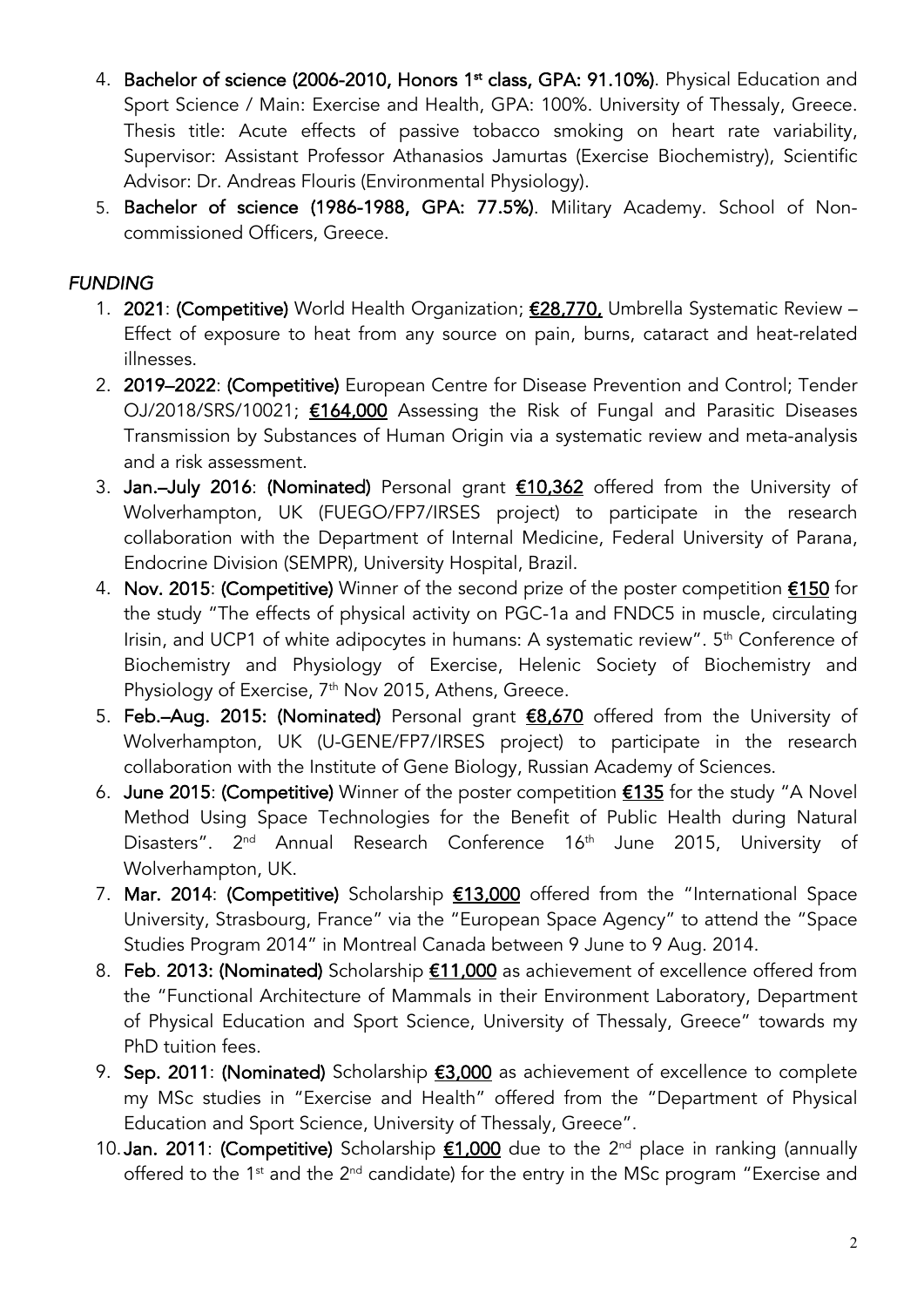4. **Bachelor of science (2006-2010, Honors 1st class, GPA: 91.10%)**. Physical Education and Sport Science / Main: Exercise and Health, GPA: 100%. University of Thessaly, Greece. Thesis title: Acute effects of passive tobacco smoking on heart rate variability, Supervisor: Assistant Professor Athanasios Jamurtas (Exercise Biochemistry), Scientific Advisor: Dr. Andreas Flouris (Environmental Physiology).
5. **Bachelor of science (1986-1988, GPA: 77.5%)**. Military Academy. School of Non-commissioned Officers, Greece.

## *FUNDING*

1. **2021**: **(Competitive)** World Health Organization; **€28,770,** Umbrella Systematic Review – Effect of exposure to heat from any source on pain, burns, cataract and heat-related illnesses.
2. **2019–2022**: **(Competitive)** European Centre for Disease Prevention and Control; Tender OJ/2018/SRS/10021; **€164,000** Assessing the Risk of Fungal and Parasitic Diseases Transmission by Substances of Human Origin via a systematic review and meta-analysis and a risk assessment.
3. **Jan.–July 2016**: **(Nominated)** Personal grant **€10,362** offered from the University of Wolverhampton, UK (FUEGO/FP7/IRSES project) to participate in the research collaboration with the Department of Internal Medicine, Federal University of Parana, Endocrine Division (SEMPR), University Hospital, Brazil.
4. **Nov. 2015**: **(Competitive)** Winner of the second prize of the poster competition **€150** for the study "The effects of physical activity on PGC-1a and FNDC5 in muscle, circulating Irisin, and UCP1 of white adipocytes in humans: A systematic review". 5th Conference of Biochemistry and Physiology of Exercise, Helenic Society of Biochemistry and Physiology of Exercise, 7th Nov 2015, Athens, Greece.
5. **Feb.–Aug. 2015: (Nominated)** Personal grant **€8,670** offered from the University of Wolverhampton, UK (U-GENE/FP7/IRSES project) to participate in the research collaboration with the Institute of Gene Biology, Russian Academy of Sciences.
6. **June 2015**: **(Competitive)** Winner of the poster competition **€135** for the study "A Novel Method Using Space Technologies for the Benefit of Public Health during Natural Disasters". 2nd Annual Research Conference 16th June 2015, University of Wolverhampton, UK.
7. **Mar. 2014**: **(Competitive)** Scholarship **€13,000** offered from the "International Space University, Strasbourg, France" via the "European Space Agency" to attend the "Space Studies Program 2014" in Montreal Canada between 9 June to 9 Aug. 2014.
8. **Feb. 2013: (Nominated)** Scholarship **€11,000** as achievement of excellence offered from the "Functional Architecture of Mammals in their Environment Laboratory, Department of Physical Education and Sport Science, University of Thessaly, Greece" towards my PhD tuition fees.
9. **Sep. 2011**: **(Nominated)** Scholarship **€3,000** as achievement of excellence to complete my MSc studies in "Exercise and Health" offered from the "Department of Physical Education and Sport Science, University of Thessaly, Greece".
10. **Jan. 2011**: **(Competitive)** Scholarship **€1,000** due to the 2nd place in ranking (annually offered to the 1st and the 2nd candidate) for the entry in the MSc program "Exercise and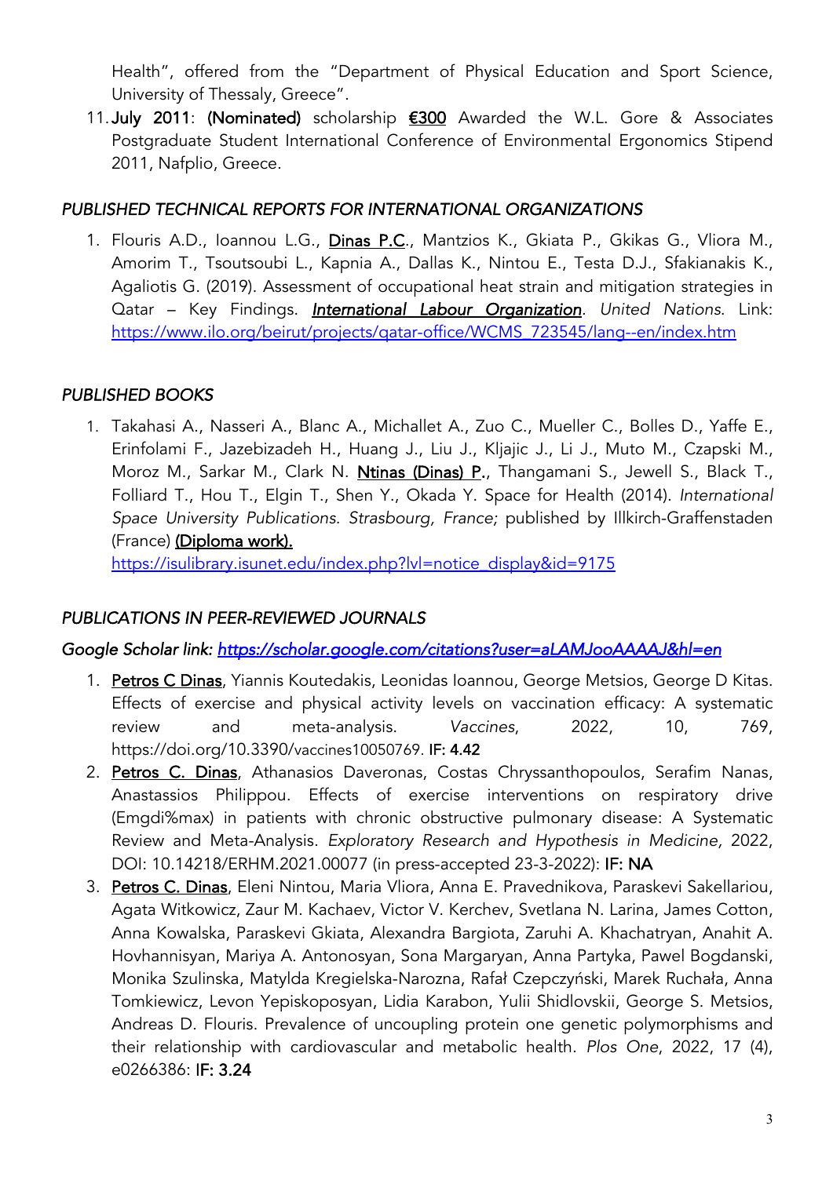Health", offered from the "Department of Physical Education and Sport Science, University of Thessaly, Greece".

11. **July 2011**: **(Nominated)** scholarship **€300** Awarded the W.L. Gore & Associates Postgraduate Student International Conference of Environmental Ergonomics Stipend 2011, Nafplio, Greece.

## *PUBLISHED TECHNICAL REPORTS FOR INTERNATIONAL ORGANIZATIONS*

1. Flouris A.D., Ioannou L.G., **Dinas P.C**., Mantzios K., Gkiata P., Gkikas G., Vliora M., Amorim T., Tsoutsoubi L., Kapnia A., Dallas K., Nintou E., Testa D.J., Sfakianakis K., Agaliotis G. (2019). Assessment of occupational heat strain and mitigation strategies in Qatar – Key Findings. ***International Labour Organization***. *United Nations*. Link: https://www.ilo.org/beirut/projects/qatar-office/WCMS_723545/lang--en/index.htm

## *PUBLISHED BOOKS*

1. Takahasi A., Nasseri A., Blanc A., Michallet A., Zuo C., Mueller C., Bolles D., Yaffe E., Erinfolami F., Jazebizadeh H., Huang J., Liu J., Kljajic J., Li J., Muto M., Czapski M., Moroz M., Sarkar M., Clark N. **Ntinas (Dinas) P.**, Thangamani S., Jewell S., Black T., Folliard T., Hou T., Elgin T., Shen Y., Okada Y. Space for Health (2014). *International Space University Publications. Strasbourg, France;* published by Illkirch-Graffenstaden (France) **(Diploma work).** https://isulibrary.isunet.edu/index.php?lvl=notice_display&id=9175

## *PUBLICATIONS IN PEER-REVIEWED JOURNALS*

*Google Scholar link: https://scholar.google.com/citations?user=aLAMJooAAAAJ&hl=en*

1. **Petros C Dinas**, Yiannis Koutedakis, Leonidas Ioannou, George Metsios, George D Kitas. Effects of exercise and physical activity levels on vaccination efficacy: A systematic review and meta-analysis. *Vaccines*, 2022, 10, 769, https://doi.org/10.3390/vaccines10050769. **IF: 4.42**
2. **Petros C. Dinas**, Athanasios Daveronas, Costas Chryssanthopoulos, Serafim Nanas, Anastassios Philippou. Effects of exercise interventions on respiratory drive (Emgdi%max) in patients with chronic obstructive pulmonary disease: A Systematic Review and Meta-Analysis. *Exploratory Research and Hypothesis in Medicine*, 2022, DOI: 10.14218/ERHM.2021.00077 (in press-accepted 23-3-2022): **IF: NA**
3. **Petros C. Dinas**, Eleni Nintou, Maria Vliora, Anna E. Pravednikova, Paraskevi Sakellariou, Agata Witkowicz, Zaur M. Kachaev, Victor V. Kerchev, Svetlana N. Larina, James Cotton, Anna Kowalska, Paraskevi Gkiata, Alexandra Bargiota, Zaruhi A. Khachatryan, Anahit A. Hovhannisyan, Mariya A. Antonosyan, Sona Margaryan, Anna Partyka, Pawel Bogdanski, Monika Szulinska, Matylda Kregielska-Narozna, Rafał Czepczyński, Marek Ruchała, Anna Tomkiewicz, Levon Yepiskoposyan, Lidia Karabon, Yulii Shidlovskii, George S. Metsios, Andreas D. Flouris. Prevalence of uncoupling protein one genetic polymorphisms and their relationship with cardiovascular and metabolic health. *Plos One*, 2022, 17 (4), e0266386: **IF: 3.24**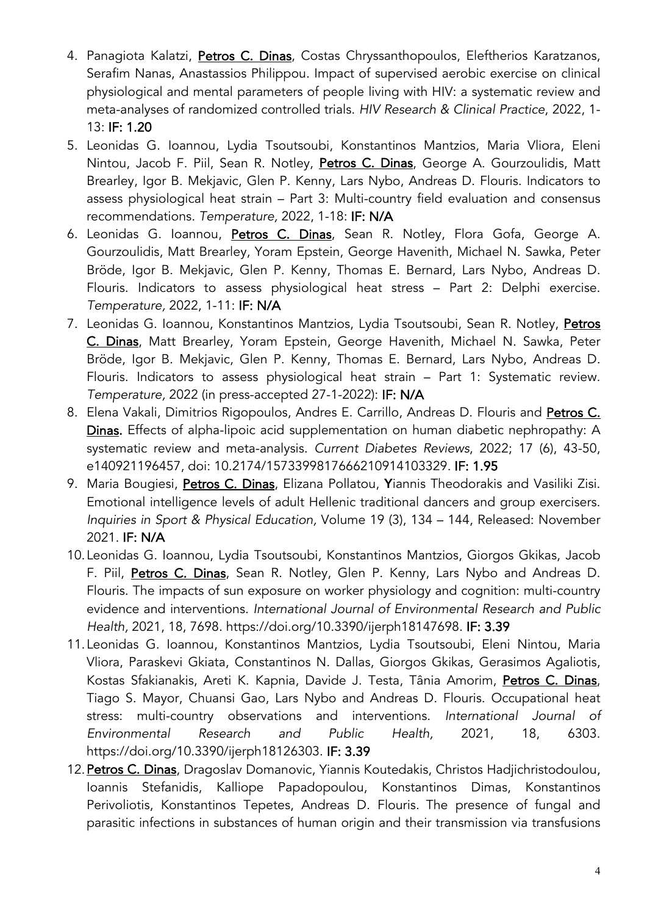4. Panagiota Kalatzi, **Petros C. Dinas**, Costas Chryssanthopoulos, Eleftherios Karatzanos, Serafim Nanas, Anastassios Philippou. Impact of supervised aerobic exercise on clinical physiological and mental parameters of people living with HIV: a systematic review and meta-analyses of randomized controlled trials. *HIV Research & Clinical Practice*, 2022, 1-13: **IF: 1.20**
5. Leonidas G. Ioannou, Lydia Tsoutsoubi, Konstantinos Mantzios, Maria Vliora, Eleni Nintou, Jacob F. Piil, Sean R. Notley, **Petros C. Dinas**, George A. Gourzoulidis, Matt Brearley, Igor B. Mekjavic, Glen P. Kenny, Lars Nybo, Andreas D. Flouris. Indicators to assess physiological heat strain – Part 3: Multi-country field evaluation and consensus recommendations. *Temperature,* 2022, 1-18: **IF: N/A**
6. Leonidas G. Ioannou, **Petros C. Dinas**, Sean R. Notley, Flora Gofa, George A. Gourzoulidis, Matt Brearley, Yoram Epstein, George Havenith, Michael N. Sawka, Peter Bröde, Igor B. Mekjavic, Glen P. Kenny, Thomas E. Bernard, Lars Nybo, Andreas D. Flouris. Indicators to assess physiological heat stress – Part 2: Delphi exercise. *Temperature*, 2022, 1-11: **IF: N/A**
7. Leonidas G. Ioannou, Konstantinos Mantzios, Lydia Tsoutsoubi, Sean R. Notley, **Petros C. Dinas**, Matt Brearley, Yoram Epstein, George Havenith, Michael N. Sawka, Peter Bröde, Igor B. Mekjavic, Glen P. Kenny, Thomas E. Bernard, Lars Nybo, Andreas D. Flouris. Indicators to assess physiological heat strain – Part 1: Systematic review. *Temperature,* 2022 (in press-accepted 27-1-2022): **IF: N/A**
8. Elena Vakali, Dimitrios Rigopoulos, Andres E. Carrillo, Andreas D. Flouris and **Petros C. Dinas.** Effects of alpha-lipoic acid supplementation on human diabetic nephropathy: A systematic review and meta-analysis. *Current Diabetes Reviews*, 2022; 17 (6), 43-50, e140921196457, doi: 10.2174/1573399817666210914103329. **IF: 1.95**
9. Maria Bougiesi, **Petros C. Dinas**, Elizana Pollatou, **Y**iannis Theodorakis and Vasiliki Zisi. Emotional intelligence levels of adult Hellenic traditional dancers and group exercisers. *Inquiries in Sport & Physical Education*, Volume 19 (3), 134 – 144, Released: November 2021. **IF: N/A**
10. Leonidas G. Ioannou, Lydia Tsoutsoubi, Konstantinos Mantzios, Giorgos Gkikas, Jacob F. Piil, **Petros C. Dinas**, Sean R. Notley, Glen P. Kenny, Lars Nybo and Andreas D. Flouris. The impacts of sun exposure on worker physiology and cognition: multi-country evidence and interventions. *International Journal of Environmental Research and Public Health*, 2021, 18, 7698. https://doi.org/10.3390/ijerph18147698. **IF: 3.39**
11. Leonidas G. Ioannou, Konstantinos Mantzios, Lydia Tsoutsoubi, Eleni Nintou, Maria Vliora, Paraskevi Gkiata, Constantinos N. Dallas, Giorgos Gkikas, Gerasimos Agaliotis, Kostas Sfakianakis, Areti K. Kapnia, Davide J. Testa, Tânia Amorim, **Petros C. Dinas**, Tiago S. Mayor, Chuansi Gao, Lars Nybo and Andreas D. Flouris. Occupational heat stress: multi-country observations and interventions. *International Journal of Environmental Research and Public Health,* 2021, 18, 6303. https://doi.org/10.3390/ijerph18126303. **IF: 3.39**
12. **Petros C. Dinas**, Dragoslav Domanovic, Yiannis Koutedakis, Christos Hadjichristodoulou, Ioannis Stefanidis, Kalliope Papadopoulou, Konstantinos Dimas, Konstantinos Perivoliotis, Konstantinos Tepetes, Andreas D. Flouris. The presence of fungal and parasitic infections in substances of human origin and their transmission via transfusions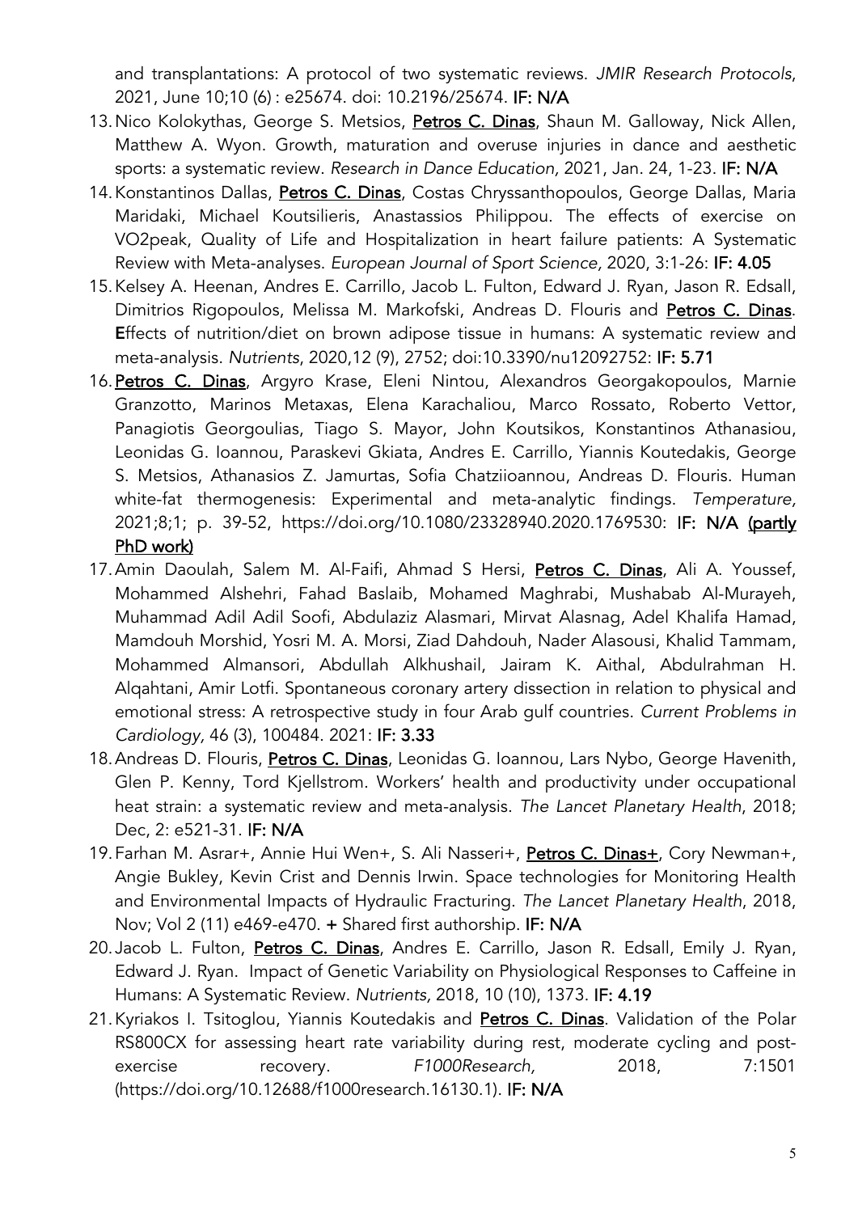and transplantations: A protocol of two systematic reviews. *JMIR Research Protocols*, 2021, June 10;10 (6) : e25674. doi: 10.2196/25674. **IF: N/A**

13. Nico Kolokythas, George S. Metsios, <u>**Petros C. Dinas**</u>, Shaun M. Galloway, Nick Allen, Matthew A. Wyon. Growth, maturation and overuse injuries in dance and aesthetic sports: a systematic review. *Research in Dance Education,* 2021, Jan. 24, 1-23. **IF: N/A**
14. Konstantinos Dallas, <u>**Petros C. Dinas**</u>, Costas Chryssanthopoulos, George Dallas, Maria Maridaki, Michael Koutsilieris, Anastassios Philippou. The effects of exercise on VO2peak, Quality of Life and Hospitalization in heart failure patients: A Systematic Review with Meta-analyses. *European Journal of Sport Science,* 2020, 3:1-26: **IF: 4.05**
15. Kelsey A. Heenan, Andres E. Carrillo, Jacob L. Fulton, Edward J. Ryan, Jason R. Edsall, Dimitrios Rigopoulos, Melissa M. Markofski, Andreas D. Flouris and <u>**Petros C. Dinas**</u>. **E**ffects of nutrition/diet on brown adipose tissue in humans: A systematic review and meta-analysis. *Nutrients*, 2020,12 (9), 2752; doi:10.3390/nu12092752: **IF: 5.71**
16. <u>**Petros C. Dinas**</u>, Argyro Krase, Eleni Nintou, Alexandros Georgakopoulos, Marnie Granzotto, Marinos Metaxas, Elena Karachaliou, Marco Rossato, Roberto Vettor, Panagiotis Georgoulias, Tiago S. Mayor, John Koutsikos, Konstantinos Athanasiou, Leonidas G. Ioannou, Paraskevi Gkiata, Andres E. Carrillo, Yiannis Koutedakis, George S. Metsios, Athanasios Z. Jamurtas, Sofia Chatziioannou, Andreas D. Flouris. Human white-fat thermogenesis: Experimental and meta-analytic findings. *Temperature,* 2021;8;1; p. 39-52, https://doi.org/10.1080/23328940.2020.1769530: **IF: N/A** <u>**(partly PhD work)**</u>
17. Amin Daoulah, Salem M. Al-Faifi, Ahmad S Hersi, <u>**Petros C. Dinas**</u>, Ali A. Youssef, Mohammed Alshehri, Fahad Baslaib, Mohamed Maghrabi, Mushabab Al-Murayeh, Muhammad Adil Adil Soofi, Abdulaziz Alasmari, Mirvat Alasnag, Adel Khalifa Hamad, Mamdouh Morshid, Yosri M. A. Morsi, Ziad Dahdouh, Nader Alasousi, Khalid Tammam, Mohammed Almansori, Abdullah Alkhushail, Jairam K. Aithal, Abdulrahman H. Alqahtani, Amir Lotfi. Spontaneous coronary artery dissection in relation to physical and emotional stress: A retrospective study in four Arab gulf countries. *Current Problems in Cardiology,* 46 (3), 100484. 2021: **IF: 3.33**
18. Andreas D. Flouris, <u>**Petros C. Dinas**</u>, Leonidas G. Ioannou, Lars Nybo, George Havenith, Glen P. Kenny, Tord Kjellstrom. Workers' health and productivity under occupational heat strain: a systematic review and meta-analysis. *The Lancet Planetary Health*, 2018; Dec, 2: e521-31. **IF: N/A**
19. Farhan M. Asrar+, Annie Hui Wen+, S. Ali Nasseri+, <u>**Petros C. Dinas+**</u>, Cory Newman+, Angie Bukley, Kevin Crist and Dennis Irwin. Space technologies for Monitoring Health and Environmental Impacts of Hydraulic Fracturing. *The Lancet Planetary Health*, 2018, Nov; Vol 2 (11) e469-e470. **+** Shared first authorship. **IF: N/A**
20. Jacob L. Fulton, <u>**Petros C. Dinas**</u>, Andres E. Carrillo, Jason R. Edsall, Emily J. Ryan, Edward J. Ryan. Impact of Genetic Variability on Physiological Responses to Caffeine in Humans: A Systematic Review. *Nutrients,* 2018, 10 (10), 1373. **IF: 4.19**
21. Kyriakos I. Tsitoglou, Yiannis Koutedakis and <u>**Petros C. Dinas**</u>. Validation of the Polar RS800CX for assessing heart rate variability during rest, moderate cycling and post-exercise recovery. *F1000Research,* 2018, 7:1501 (https://doi.org/10.12688/f1000research.16130.1). **IF: N/A**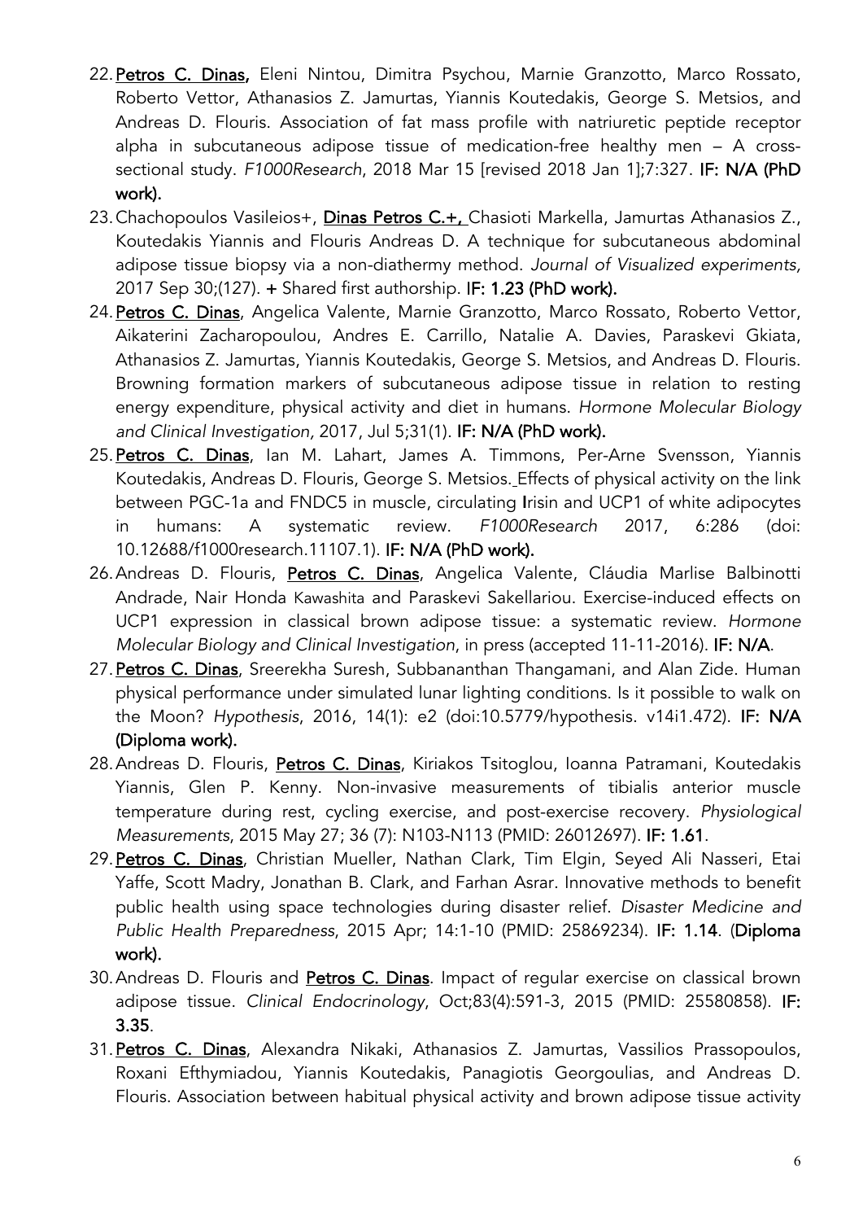22. **Petros C. Dinas,** Eleni Nintou, Dimitra Psychou, Marnie Granzotto, Marco Rossato, Roberto Vettor, Athanasios Z. Jamurtas, Yiannis Koutedakis, George S. Metsios, and Andreas D. Flouris. Association of fat mass profile with natriuretic peptide receptor alpha in subcutaneous adipose tissue of medication-free healthy men – A cross-sectional study. *F1000Research*, 2018 Mar 15 [revised 2018 Jan 1];7:327. **IF: N/A (PhD work).**
23. Chachopoulos Vasileios+, **Dinas Petros C.+,** Chasioti Markella, Jamurtas Athanasios Z., Koutedakis Yiannis and Flouris Andreas D. A technique for subcutaneous abdominal adipose tissue biopsy via a non-diathermy method. *Journal of Visualized experiments*, 2017 Sep 30;(127). **+** Shared first authorship. **IF: 1.23 (PhD work).**
24. **Petros C. Dinas**, Angelica Valente, Marnie Granzotto, Marco Rossato, Roberto Vettor, Aikaterini Zacharopoulou, Andres E. Carrillo, Natalie A. Davies, Paraskevi Gkiata, Athanasios Z. Jamurtas, Yiannis Koutedakis, George S. Metsios, and Andreas D. Flouris. Browning formation markers of subcutaneous adipose tissue in relation to resting energy expenditure, physical activity and diet in humans. *Hormone Molecular Biology and Clinical Investigation,* 2017, Jul 5;31(1). **IF: N/A (PhD work).**
25. **Petros C. Dinas**, Ian M. Lahart, James A. Timmons, Per-Arne Svensson, Yiannis Koutedakis, Andreas D. Flouris, George S. Metsios. Effects of physical activity on the link between PGC-1a and FNDC5 in muscle, circulating **I**risin and UCP1 of white adipocytes in humans: A systematic review. *F1000Research* 2017, 6:286 (doi: 10.12688/f1000research.11107.1). **IF: N/A (PhD work).**
26. Andreas D. Flouris, **Petros C. Dinas**, Angelica Valente, Cláudia Marlise Balbinotti Andrade, Nair Honda Kawashita and Paraskevi Sakellariou. Exercise-induced effects on UCP1 expression in classical brown adipose tissue: a systematic review. *Hormone Molecular Biology and Clinical Investigation*, in press (accepted 11-11-2016). **IF: N/A**.
27. **Petros C. Dinas**, Sreerekha Suresh, Subbananthan Thangamani, and Alan Zide. Human physical performance under simulated lunar lighting conditions. Is it possible to walk on the Moon? *Hypothesis*, 2016, 14(1): e2 (doi:10.5779/hypothesis. v14i1.472). **IF: N/A (Diploma work).**
28. Andreas D. Flouris, **Petros C. Dinas**, Kiriakos Tsitoglou, Ioanna Patramani, Koutedakis Yiannis, Glen P. Kenny. Non-invasive measurements of tibialis anterior muscle temperature during rest, cycling exercise, and post-exercise recovery. *Physiological Measurements*, 2015 May 27; 36 (7): N103-N113 (PMID: 26012697). **IF: 1.61**.
29. **Petros C. Dinas**, Christian Mueller, Nathan Clark, Tim Elgin, Seyed Ali Nasseri, Etai Yaffe, Scott Madry, Jonathan B. Clark, and Farhan Asrar. Innovative methods to benefit public health using space technologies during disaster relief. *Disaster Medicine and Public Health Preparedness*, 2015 Apr; 14:1-10 (PMID: 25869234). **IF: 1.14**. (**Diploma work).**
30. Andreas D. Flouris and **Petros C. Dinas**. Impact of regular exercise on classical brown adipose tissue. *Clinical Endocrinology*, Oct;83(4):591-3, 2015 (PMID: 25580858). **IF: 3.35**.
31. **Petros C. Dinas**, Alexandra Nikaki, Athanasios Z. Jamurtas, Vassilios Prassopoulos, Roxani Efthymiadou, Yiannis Koutedakis, Panagiotis Georgoulias, and Andreas D. Flouris. Association between habitual physical activity and brown adipose tissue activity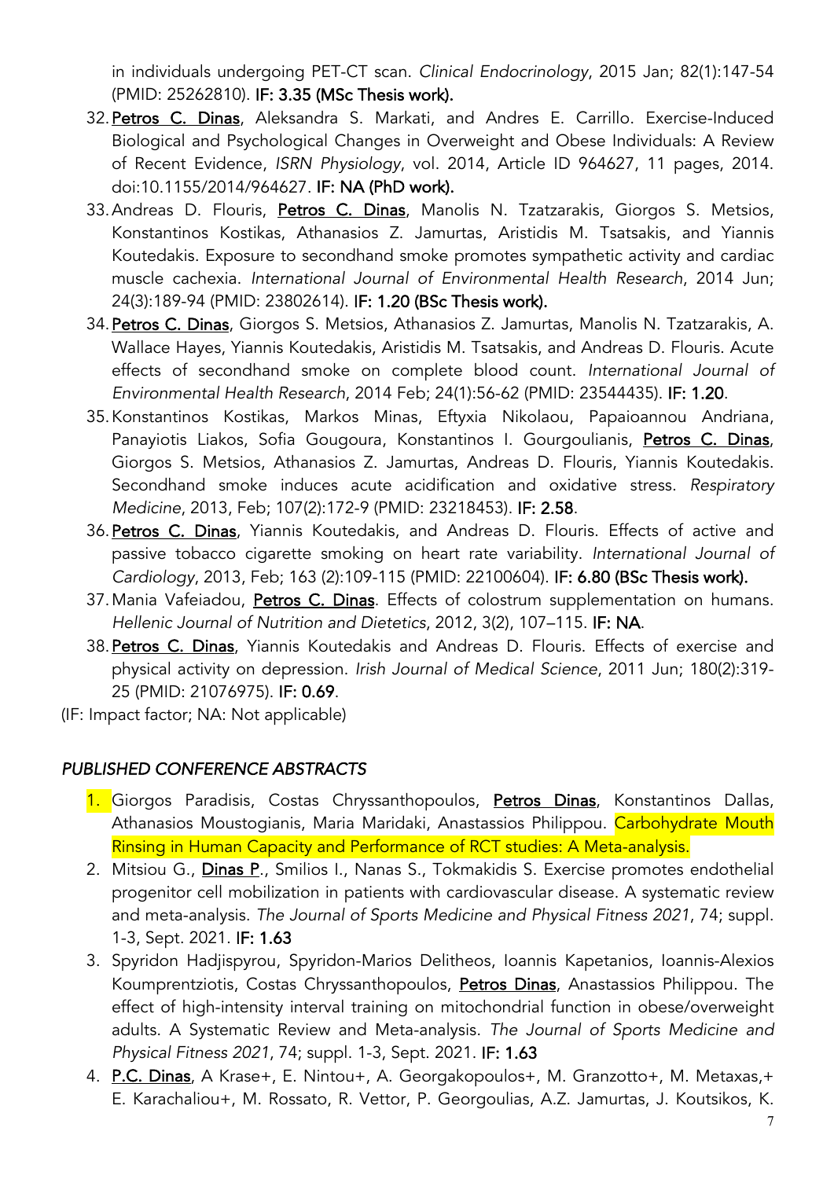in individuals undergoing PET-CT scan. *Clinical Endocrinology*, 2015 Jan; 82(1):147-54 (PMID: 25262810). **IF: 3.35 (MSc Thesis work).**

32. **Petros C. Dinas**, Aleksandra S. Markati, and Andres E. Carrillo. Exercise-Induced Biological and Psychological Changes in Overweight and Obese Individuals: A Review of Recent Evidence, *ISRN Physiology*, vol. 2014, Article ID 964627, 11 pages, 2014. doi:10.1155/2014/964627. **IF: NA (PhD work).**
33. Andreas D. Flouris, **Petros C. Dinas**, Manolis N. Tzatzarakis, Giorgos S. Metsios, Konstantinos Kostikas, Athanasios Z. Jamurtas, Aristidis M. Tsatsakis, and Yiannis Koutedakis. Exposure to secondhand smoke promotes sympathetic activity and cardiac muscle cachexia. *International Journal of Environmental Health Research*, 2014 Jun; 24(3):189-94 (PMID: 23802614). **IF: 1.20 (BSc Thesis work).**
34. **Petros C. Dinas**, Giorgos S. Metsios, Athanasios Z. Jamurtas, Manolis N. Tzatzarakis, A. Wallace Hayes, Yiannis Koutedakis, Aristidis M. Tsatsakis, and Andreas D. Flouris. Acute effects of secondhand smoke on complete blood count. *International Journal of Environmental Health Research*, 2014 Feb; 24(1):56-62 (PMID: 23544435). **IF: 1.20**.
35. Konstantinos Kostikas, Markos Minas, Eftyxia Nikolaou, Papaioannou Andriana, Panayiotis Liakos, Sofia Gougoura, Konstantinos I. Gourgoulianis, **Petros C. Dinas**, Giorgos S. Metsios, Athanasios Z. Jamurtas, Andreas D. Flouris, Yiannis Koutedakis. Secondhand smoke induces acute acidification and oxidative stress. *Respiratory Medicine*, 2013, Feb; 107(2):172-9 (PMID: 23218453). **IF: 2.58**.
36. **Petros C. Dinas**, Yiannis Koutedakis, and Andreas D. Flouris. Effects of active and passive tobacco cigarette smoking on heart rate variability. *International Journal of Cardiology*, 2013, Feb; 163 (2):109-115 (PMID: 22100604). **IF: 6.80 (BSc Thesis work).**
37. Mania Vafeiadou, **Petros C. Dinas**. Effects of colostrum supplementation on humans. *Hellenic Journal of Nutrition and Dietetics*, 2012, 3(2), 107–115. **IF: NA**.
38. **Petros C. Dinas**, Yiannis Koutedakis and Andreas D. Flouris. Effects of exercise and physical activity on depression. *Irish Journal of Medical Science*, 2011 Jun; 180(2):319-25 (PMID: 21076975). **IF: 0.69**.

(IF: Impact factor; NA: Not applicable)

## *PUBLISHED CONFERENCE ABSTRACTS*

1. Giorgos Paradisis, Costas Chryssanthopoulos, **Petros Dinas**, Konstantinos Dallas, Athanasios Moustogianis, Maria Maridaki, Anastassios Philippou. Carbohydrate Mouth Rinsing in Human Capacity and Performance of RCT studies: A Meta-analysis.
2. Mitsiou G., **Dinas P**., Smilios I., Nanas S., Tokmakidis S. Exercise promotes endothelial progenitor cell mobilization in patients with cardiovascular disease. A systematic review and meta-analysis. *The Journal of Sports Medicine and Physical Fitness 2021*, 74; suppl. 1-3, Sept. 2021. **IF: 1.63**
3. Spyridon Hadjispyrou, Spyridon-Marios Delitheos, Ioannis Kapetanios, Ioannis-Alexios Koumprentziotis, Costas Chryssanthopoulos, **Petros Dinas**, Anastassios Philippou. The effect of high-intensity interval training on mitochondrial function in obese/overweight adults. A Systematic Review and Meta-analysis. *The Journal of Sports Medicine and Physical Fitness 2021*, 74; suppl. 1-3, Sept. 2021. **IF: 1.63**
4. **P.C. Dinas**, A Krase+, E. Nintou+, A. Georgakopoulos+, M. Granzotto+, M. Metaxas,+ E. Karachaliou+, M. Rossato, R. Vettor, P. Georgoulias, A.Z. Jamurtas, J. Koutsikos, K.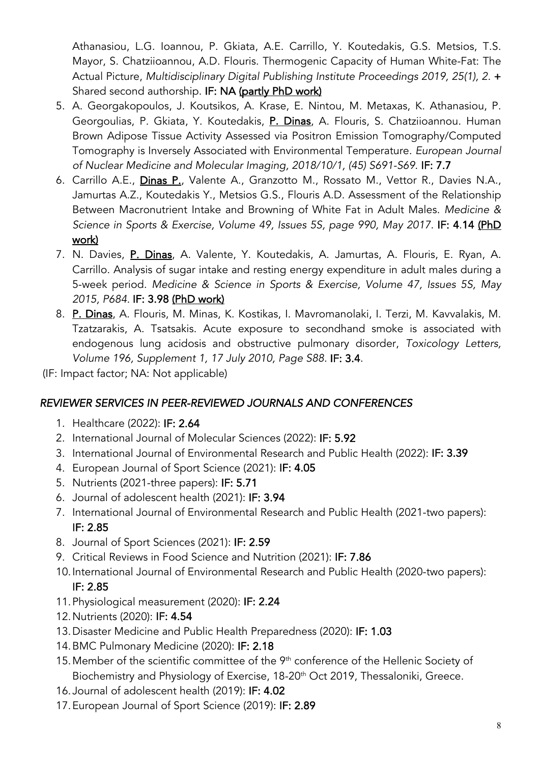Athanasiou, L.G. Ioannou, P. Gkiata, A.E. Carrillo, Y. Koutedakis, G.S. Metsios, T.S. Mayor, S. Chatziioannou, A.D. Flouris. Thermogenic Capacity of Human White-Fat: The Actual Picture, *Multidisciplinary Digital Publishing Institute Proceedings 2019, 25(1), 2*. **+** Shared second authorship. **IF: NA** **(partly PhD work)**

5. A. Georgakopoulos, J. Koutsikos, A. Krase, E. Nintou, M. Metaxas, K. Athanasiou, P. Georgoulias, P. Gkiata, Y. Koutedakis, **P. Dinas**, A. Flouris, S. Chatziioannou. Human Brown Adipose Tissue Activity Assessed via Positron Emission Tomography/Computed Tomography is Inversely Associated with Environmental Temperature. *European Journal of Nuclear Medicine and Molecular Imaging, 2018/10/1, (45) S691-S69*. **IF: 7.7**
6. Carrillo A.E., **Dinas P.**, Valente A., Granzotto M., Rossato M., Vettor R., Davies N.A., Jamurtas A.Z., Koutedakis Y., Metsios G.S., Flouris A.D. Assessment of the Relationship Between Macronutrient Intake and Browning of White Fat in Adult Males. *Medicine & Science in Sports & Exercise, Volume 49, Issues 5S, page 990, May 2017*. **IF: 4.14** **(PhD work)**
7. N. Davies, **P. Dinas**, A. Valente, Y. Koutedakis, A. Jamurtas, A. Flouris, E. Ryan, A. Carrillo. Analysis of sugar intake and resting energy expenditure in adult males during a 5-week period. *Medicine & Science in Sports & Exercise, Volume 47, Issues 5S, May 2015, P684*. **IF: 3.98** **(PhD work)**
8. **P. Dinas**, A. Flouris, M. Minas, K. Kostikas, I. Mavromanolaki, I. Terzi, M. Kavvalakis, M. Tzatzarakis, A. Tsatsakis. Acute exposure to secondhand smoke is associated with endogenous lung acidosis and obstructive pulmonary disorder, *Toxicology Letters, Volume 196, Supplement 1, 17 July 2010, Page S88*. **IF: 3.4**.

(IF: Impact factor; NA: Not applicable)

## *REVIEWER SERVICES IN PEER-REVIEWED JOURNALS AND CONFERENCES*

1. Healthcare (2022): **IF: 2.64**
2. International Journal of Molecular Sciences (2022): **IF: 5.92**
3. International Journal of Environmental Research and Public Health (2022): **IF: 3.39**
4. European Journal of Sport Science (2021): **IF: 4.05**
5. Nutrients (2021-three papers): **IF: 5.71**
6. Journal of adolescent health (2021): **IF: 3.94**
7. International Journal of Environmental Research and Public Health (2021-two papers): **IF: 2.85**
8. Journal of Sport Sciences (2021): **IF: 2.59**
9. Critical Reviews in Food Science and Nutrition (2021): **IF: 7.86**
10. International Journal of Environmental Research and Public Health (2020-two papers): **IF: 2.85**
11. Physiological measurement (2020): **IF: 2.24**
12. Nutrients (2020): **IF: 4.54**
13. Disaster Medicine and Public Health Preparedness (2020): **IF: 1.03**
14. BMC Pulmonary Medicine (2020): **IF: 2.18**
15. Member of the scientific committee of the 9th conference of the Hellenic Society of Biochemistry and Physiology of Exercise, 18-20th Oct 2019, Thessaloniki, Greece.
16. Journal of adolescent health (2019): **IF: 4.02**
17. European Journal of Sport Science (2019): **IF: 2.89**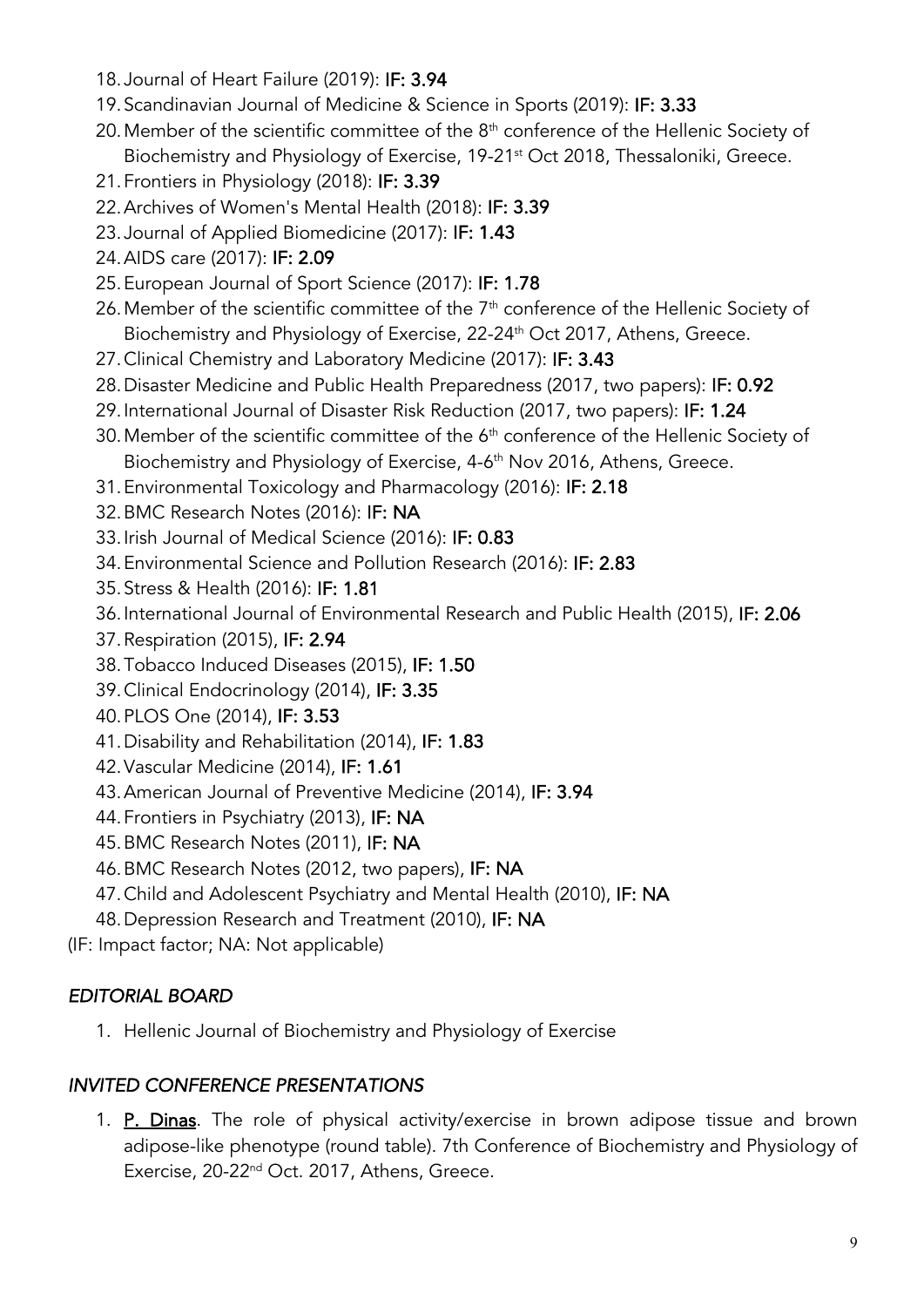18. Journal of Heart Failure (2019): **IF: 3.94**
19. Scandinavian Journal of Medicine & Science in Sports (2019): **IF: 3.33**
20. Member of the scientific committee of the 8th conference of the Hellenic Society of Biochemistry and Physiology of Exercise, 19-21st Oct 2018, Thessaloniki, Greece.
21. Frontiers in Physiology (2018): **IF: 3.39**
22. Archives of Women's Mental Health (2018): **IF: 3.39**
23. Journal of Applied Biomedicine (2017): **IF: 1.43**
24. AIDS care (2017): **IF: 2.09**
25. European Journal of Sport Science (2017): **IF: 1.78**
26. Member of the scientific committee of the 7th conference of the Hellenic Society of Biochemistry and Physiology of Exercise, 22-24th Oct 2017, Athens, Greece.
27. Clinical Chemistry and Laboratory Medicine (2017): **IF: 3.43**
28. Disaster Medicine and Public Health Preparedness (2017, two papers): **IF: 0.92**
29. International Journal of Disaster Risk Reduction (2017, two papers): **IF: 1.24**
30. Member of the scientific committee of the 6th conference of the Hellenic Society of Biochemistry and Physiology of Exercise, 4-6th Nov 2016, Athens, Greece.
31. Environmental Toxicology and Pharmacology (2016): **IF: 2.18**
32. BMC Research Notes (2016): **IF: NA**
33. Irish Journal of Medical Science (2016): **IF: 0.83**
34. Environmental Science and Pollution Research (2016): **IF: 2.83**
35. Stress & Health (2016): **IF: 1.81**
36. International Journal of Environmental Research and Public Health (2015), **IF: 2.06**
37. Respiration (2015), **IF: 2.94**
38. Tobacco Induced Diseases (2015), **IF: 1.50**
39. Clinical Endocrinology (2014), **IF: 3.35**
40. PLOS One (2014), **IF: 3.53**
41. Disability and Rehabilitation (2014), **IF: 1.83**
42. Vascular Medicine (2014), **IF: 1.61**
43. American Journal of Preventive Medicine (2014), **IF: 3.94**
44. Frontiers in Psychiatry (2013), **IF: NA**
45. BMC Research Notes (2011), **IF: NA**
46. BMC Research Notes (2012, two papers), **IF: NA**
47. Child and Adolescent Psychiatry and Mental Health (2010), **IF: NA**
48. Depression Research and Treatment (2010), **IF: NA**

(IF: Impact factor; NA: Not applicable)

### *EDITORIAL BOARD*

1. Hellenic Journal of Biochemistry and Physiology of Exercise

### *INVITED CONFERENCE PRESENTATIONS*

1. **P. Dinas**. The role of physical activity/exercise in brown adipose tissue and brown adipose-like phenotype (round table). 7th Conference of Biochemistry and Physiology of Exercise, 20-22nd Oct. 2017, Athens, Greece.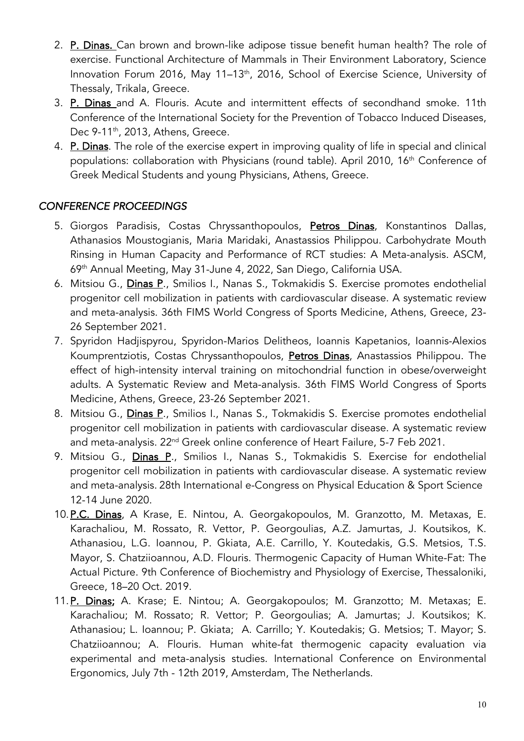2. **P. Dinas.** Can brown and brown-like adipose tissue benefit human health? The role of exercise. Functional Architecture of Mammals in Their Environment Laboratory, Science Innovation Forum 2016, May 11–13th, 2016, School of Exercise Science, University of Thessaly, Trikala, Greece.
3. **P. Dinas** and A. Flouris. Acute and intermittent effects of secondhand smoke. 11th Conference of the International Society for the Prevention of Tobacco Induced Diseases, Dec 9-11th, 2013, Athens, Greece.
4. **P. Dinas**. The role of the exercise expert in improving quality of life in special and clinical populations: collaboration with Physicians (round table). April 2010, 16th Conference of Greek Medical Students and young Physicians, Athens, Greece.

## *CONFERENCE PROCEEDINGS*

5. Giorgos Paradisis, Costas Chryssanthopoulos, **Petros Dinas**, Konstantinos Dallas, Athanasios Moustogianis, Maria Maridaki, Anastassios Philippou. Carbohydrate Mouth Rinsing in Human Capacity and Performance of RCT studies: A Meta-analysis. ASCM, 69th Annual Meeting, May 31-June 4, 2022, San Diego, California USA.
6. Mitsiou G., **Dinas P**., Smilios I., Nanas S., Tokmakidis S. Exercise promotes endothelial progenitor cell mobilization in patients with cardiovascular disease. A systematic review and meta-analysis. 36th FIMS World Congress of Sports Medicine, Athens, Greece, 23-26 September 2021.
7. Spyridon Hadjispyrou, Spyridon-Marios Delitheos, Ioannis Kapetanios, Ioannis-Alexios Koumprentziotis, Costas Chryssanthopoulos, **Petros Dinas**, Anastassios Philippou. The effect of high-intensity interval training on mitochondrial function in obese/overweight adults. A Systematic Review and Meta-analysis. 36th FIMS World Congress of Sports Medicine, Athens, Greece, 23-26 September 2021.
8. Mitsiou G., **Dinas P**., Smilios I., Nanas S., Tokmakidis S. Exercise promotes endothelial progenitor cell mobilization in patients with cardiovascular disease. A systematic review and meta-analysis. 22nd Greek online conference of Heart Failure, 5-7 Feb 2021.
9. Mitsiou G., **Dinas P**., Smilios I., Nanas S., Tokmakidis S. Exercise for endothelial progenitor cell mobilization in patients with cardiovascular disease. A systematic review and meta-analysis. 28th International e-Congress on Physical Education & Sport Science 12-14 June 2020.
10. **P.C. Dinas**, A Krase, E. Nintou, A. Georgakopoulos, M. Granzotto, M. Metaxas, E. Karachaliou, M. Rossato, R. Vettor, P. Georgoulias, A.Z. Jamurtas, J. Koutsikos, K. Athanasiou, L.G. Ioannou, P. Gkiata, A.E. Carrillo, Y. Koutedakis, G.S. Metsios, T.S. Mayor, S. Chatziioannou, A.D. Flouris. Thermogenic Capacity of Human White-Fat: The Actual Picture. 9th Conference of Biochemistry and Physiology of Exercise, Thessaloniki, Greece, 18–20 Oct. 2019.
11. **P. Dinas;** A. Krase; E. Nintou; A. Georgakopoulos; M. Granzotto; M. Metaxas; E. Karachaliou; M. Rossato; R. Vettor; P. Georgoulias; A. Jamurtas; J. Koutsikos; K. Athanasiou; L. Ioannou; P. Gkiata; A. Carrillo; Y. Koutedakis; G. Metsios; T. Mayor; S. Chatziioannou; A. Flouris. Human white-fat thermogenic capacity evaluation via experimental and meta-analysis studies. International Conference on Environmental Ergonomics, July 7th - 12th 2019, Amsterdam, The Netherlands.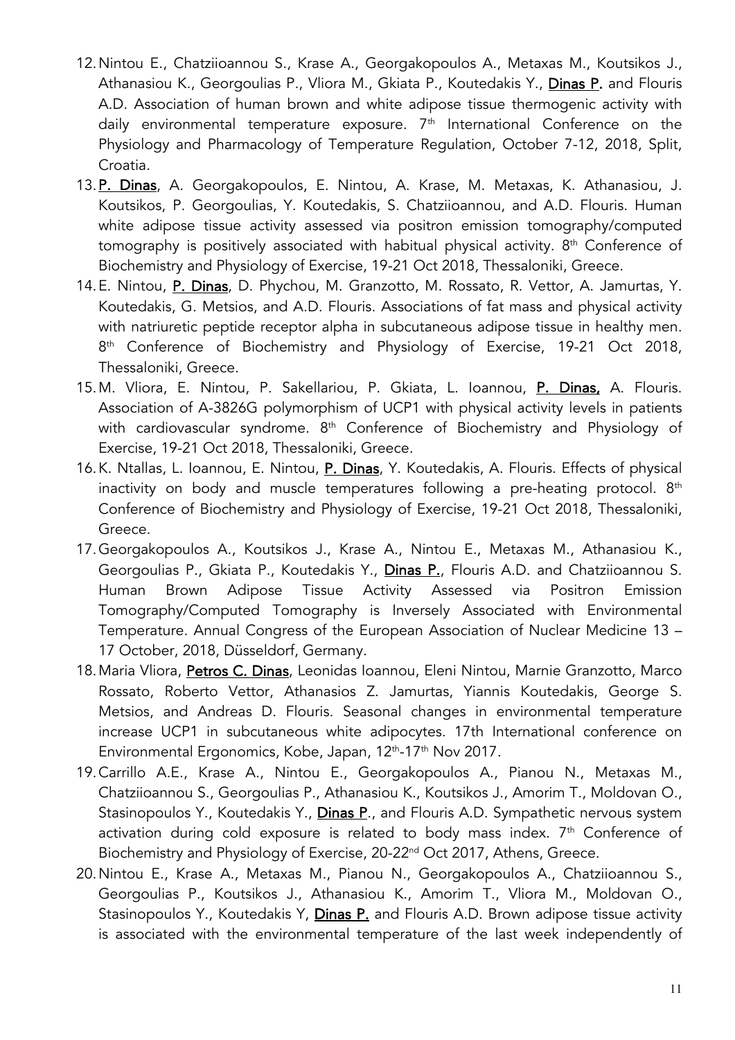12. Nintou E., Chatziioannou S., Krase A., Georgakopoulos A., Metaxas M., Koutsikos J., Athanasiou K., Georgoulias P., Vliora M., Gkiata P., Koutedakis Y., **Dinas P.** and Flouris A.D. Association of human brown and white adipose tissue thermogenic activity with daily environmental temperature exposure. 7th International Conference on the Physiology and Pharmacology of Temperature Regulation, October 7-12, 2018, Split, Croatia.
13. **P. Dinas**, A. Georgakopoulos, E. Nintou, A. Krase, M. Metaxas, K. Athanasiou, J. Koutsikos, P. Georgoulias, Y. Koutedakis, S. Chatziioannou, and A.D. Flouris. Human white adipose tissue activity assessed via positron emission tomography/computed tomography is positively associated with habitual physical activity. 8th Conference of Biochemistry and Physiology of Exercise, 19-21 Oct 2018, Thessaloniki, Greece.
14. E. Nintou, **P. Dinas**, D. Phychou, M. Granzotto, M. Rossato, R. Vettor, A. Jamurtas, Y. Koutedakis, G. Metsios, and A.D. Flouris. Associations of fat mass and physical activity with natriuretic peptide receptor alpha in subcutaneous adipose tissue in healthy men. 8th Conference of Biochemistry and Physiology of Exercise, 19-21 Oct 2018, Thessaloniki, Greece.
15. M. Vliora, E. Nintou, P. Sakellariou, P. Gkiata, L. Ioannou, **P. Dinas,** A. Flouris. Association of A-3826G polymorphism of UCP1 with physical activity levels in patients with cardiovascular syndrome. 8th Conference of Biochemistry and Physiology of Exercise, 19-21 Oct 2018, Thessaloniki, Greece.
16. K. Ntallas, L. Ioannou, E. Nintou, **P. Dinas**, Y. Koutedakis, A. Flouris. Effects of physical inactivity on body and muscle temperatures following a pre-heating protocol. 8th Conference of Biochemistry and Physiology of Exercise, 19-21 Oct 2018, Thessaloniki, Greece.
17. Georgakopoulos A., Koutsikos J., Krase A., Nintou E., Metaxas M., Athanasiou K., Georgoulias P., Gkiata P., Koutedakis Y., **Dinas P.**, Flouris A.D. and Chatziioannou S. Human Brown Adipose Tissue Activity Assessed via Positron Emission Tomography/Computed Tomography is Inversely Associated with Environmental Temperature. Annual Congress of the European Association of Nuclear Medicine 13 – 17 October, 2018, Düsseldorf, Germany.
18. Maria Vliora, **Petros C. Dinas**, Leonidas Ioannou, Eleni Nintou, Marnie Granzotto, Marco Rossato, Roberto Vettor, Athanasios Z. Jamurtas, Yiannis Koutedakis, George S. Metsios, and Andreas D. Flouris. Seasonal changes in environmental temperature increase UCP1 in subcutaneous white adipocytes. 17th International conference on Environmental Ergonomics, Kobe, Japan, 12th-17th Nov 2017.
19. Carrillo A.E., Krase A., Nintou E., Georgakopoulos A., Pianou N., Metaxas M., Chatziioannou S., Georgoulias P., Athanasiou K., Koutsikos J., Amorim T., Moldovan O., Stasinopoulos Y., Koutedakis Y., **Dinas P**., and Flouris A.D. Sympathetic nervous system activation during cold exposure is related to body mass index. 7th Conference of Biochemistry and Physiology of Exercise, 20-22nd Oct 2017, Athens, Greece.
20. Nintou E., Krase A., Metaxas M., Pianou N., Georgakopoulos A., Chatziioannou S., Georgoulias P., Koutsikos J., Athanasiou K., Amorim T., Vliora M., Moldovan O., Stasinopoulos Y., Koutedakis Y, **Dinas P.** and Flouris A.D. Brown adipose tissue activity is associated with the environmental temperature of the last week independently of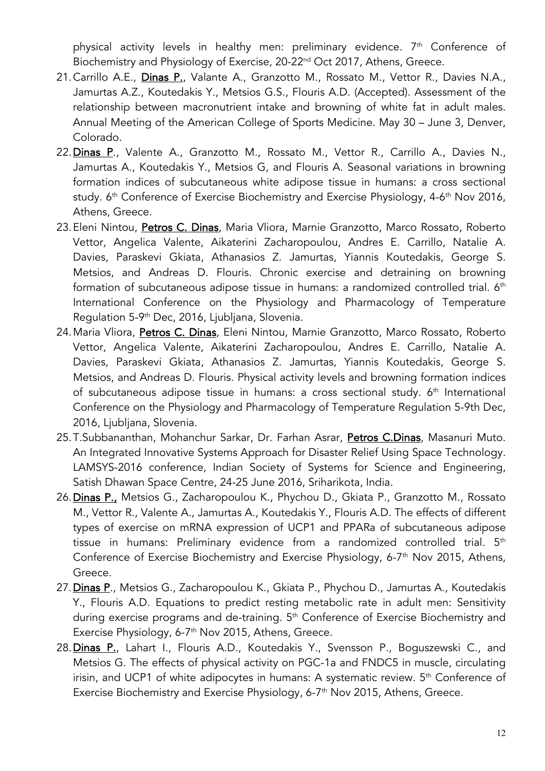physical activity levels in healthy men: preliminary evidence. 7th Conference of Biochemistry and Physiology of Exercise, 20-22nd Oct 2017, Athens, Greece.

21. Carrillo A.E., **Dinas P.**, Valante A., Granzotto M., Rossato M., Vettor R., Davies N.A., Jamurtas A.Z., Koutedakis Y., Metsios G.S., Flouris A.D. (Accepted). Assessment of the relationship between macronutrient intake and browning of white fat in adult males. Annual Meeting of the American College of Sports Medicine. May 30 – June 3, Denver, Colorado.
22. **Dinas P.**, Valente A., Granzotto M., Rossato M., Vettor R., Carrillo A., Davies N., Jamurtas A., Koutedakis Y., Metsios G, and Flouris A. Seasonal variations in browning formation indices of subcutaneous white adipose tissue in humans: a cross sectional study. 6th Conference of Exercise Biochemistry and Exercise Physiology, 4-6th Nov 2016, Athens, Greece.
23. Eleni Nintou, **Petros C. Dinas**, Maria Vliora, Marnie Granzotto, Marco Rossato, Roberto Vettor, Angelica Valente, Aikaterini Zacharopoulou, Andres E. Carrillo, Natalie A. Davies, Paraskevi Gkiata, Athanasios Z. Jamurtas, Yiannis Koutedakis, George S. Metsios, and Andreas D. Flouris. Chronic exercise and detraining on browning formation of subcutaneous adipose tissue in humans: a randomized controlled trial. 6th International Conference on the Physiology and Pharmacology of Temperature Regulation 5-9th Dec, 2016, Ljubljana, Slovenia.
24. Maria Vliora, **Petros C. Dinas**, Eleni Nintou, Marnie Granzotto, Marco Rossato, Roberto Vettor, Angelica Valente, Aikaterini Zacharopoulou, Andres E. Carrillo, Natalie A. Davies, Paraskevi Gkiata, Athanasios Z. Jamurtas, Yiannis Koutedakis, George S. Metsios, and Andreas D. Flouris. Physical activity levels and browning formation indices of subcutaneous adipose tissue in humans: a cross sectional study. 6th International Conference on the Physiology and Pharmacology of Temperature Regulation 5-9th Dec, 2016, Ljubljana, Slovenia.
25. T.Subbananthan, Mohanchur Sarkar, Dr. Farhan Asrar, **Petros C.Dinas**, Masanuri Muto. An Integrated Innovative Systems Approach for Disaster Relief Using Space Technology. LAMSYS-2016 conference, Indian Society of Systems for Science and Engineering, Satish Dhawan Space Centre, 24-25 June 2016, Sriharikota, India.
26. **Dinas P.,** Metsios G., Zacharopoulou K., Phychou D., Gkiata P., Granzotto M., Rossato M., Vettor R., Valente A., Jamurtas A., Koutedakis Y., Flouris A.D. The effects of different types of exercise on mRNA expression of UCP1 and PPARa of subcutaneous adipose tissue in humans: Preliminary evidence from a randomized controlled trial. 5th Conference of Exercise Biochemistry and Exercise Physiology, 6-7th Nov 2015, Athens, Greece.
27. **Dinas P**., Metsios G., Zacharopoulou K., Gkiata P., Phychou D., Jamurtas A., Koutedakis Y., Flouris A.D. Equations to predict resting metabolic rate in adult men: Sensitivity during exercise programs and de-training. 5th Conference of Exercise Biochemistry and Exercise Physiology, 6-7th Nov 2015, Athens, Greece.
28. **Dinas P.**, Lahart I., Flouris A.D., Koutedakis Y., Svensson P., Boguszewski C., and Metsios G. The effects of physical activity on PGC-1a and FNDC5 in muscle, circulating irisin, and UCP1 of white adipocytes in humans: A systematic review. 5th Conference of Exercise Biochemistry and Exercise Physiology, 6-7th Nov 2015, Athens, Greece.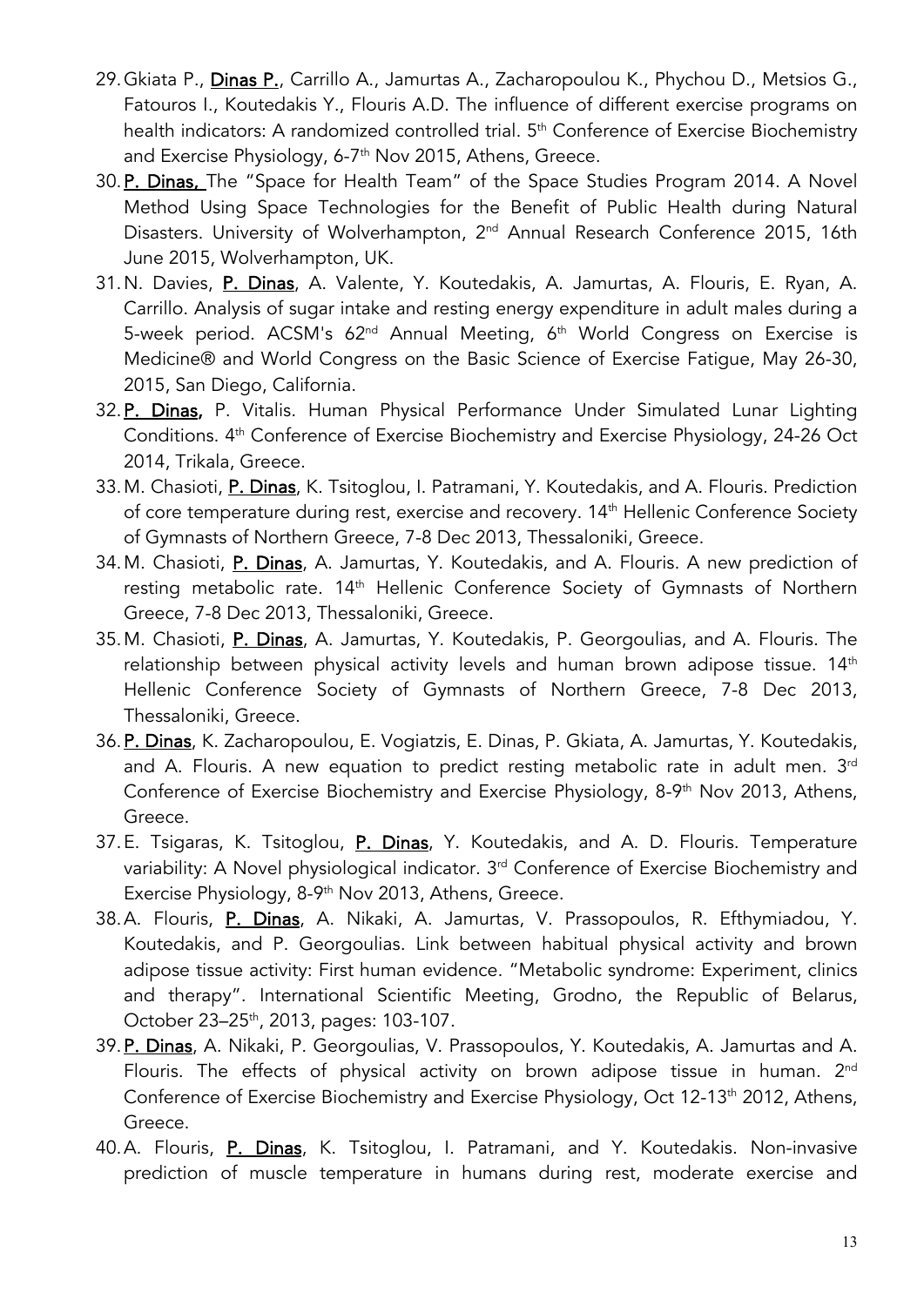29. Gkiata P., **P. Dinas**, Carrillo A., Jamurtas A., Zacharopoulou K., Phychou D., Metsios G., Fatouros I., Koutedakis Y., Flouris A.D. The influence of different exercise programs on health indicators: A randomized controlled trial. 5th Conference of Exercise Biochemistry and Exercise Physiology, 6-7th Nov 2015, Athens, Greece.
30. **P. Dinas,** The "Space for Health Team" of the Space Studies Program 2014. A Novel Method Using Space Technologies for the Benefit of Public Health during Natural Disasters. University of Wolverhampton, 2nd Annual Research Conference 2015, 16th June 2015, Wolverhampton, UK.
31. N. Davies, **P. Dinas**, A. Valente, Y. Koutedakis, A. Jamurtas, A. Flouris, E. Ryan, A. Carrillo. Analysis of sugar intake and resting energy expenditure in adult males during a 5-week period. ACSM's 62nd Annual Meeting, 6th World Congress on Exercise is Medicine® and World Congress on the Basic Science of Exercise Fatigue, May 26-30, 2015, San Diego, California.
32. **P. Dinas,** P. Vitalis. Human Physical Performance Under Simulated Lunar Lighting Conditions. 4th Conference of Exercise Biochemistry and Exercise Physiology, 24-26 Oct 2014, Trikala, Greece.
33. M. Chasioti, **P. Dinas**, K. Tsitoglou, I. Patramani, Y. Koutedakis, and A. Flouris. Prediction of core temperature during rest, exercise and recovery. 14th Hellenic Conference Society of Gymnasts of Northern Greece, 7-8 Dec 2013, Thessaloniki, Greece.
34. M. Chasioti, **P. Dinas**, A. Jamurtas, Y. Koutedakis, and A. Flouris. A new prediction of resting metabolic rate. 14th Hellenic Conference Society of Gymnasts of Northern Greece, 7-8 Dec 2013, Thessaloniki, Greece.
35. M. Chasioti, **P. Dinas**, A. Jamurtas, Y. Koutedakis, P. Georgoulias, and A. Flouris. The relationship between physical activity levels and human brown adipose tissue. 14th Hellenic Conference Society of Gymnasts of Northern Greece, 7-8 Dec 2013, Thessaloniki, Greece.
36. **P. Dinas**, K. Zacharopoulou, E. Vogiatzis, E. Dinas, P. Gkiata, A. Jamurtas, Y. Koutedakis, and A. Flouris. A new equation to predict resting metabolic rate in adult men. 3rd Conference of Exercise Biochemistry and Exercise Physiology, 8-9th Nov 2013, Athens, Greece.
37. E. Tsigaras, K. Tsitoglou, **P. Dinas**, Y. Koutedakis, and A. D. Flouris. Temperature variability: A Novel physiological indicator. 3rd Conference of Exercise Biochemistry and Exercise Physiology, 8-9th Nov 2013, Athens, Greece.
38. A. Flouris, **P. Dinas**, A. Nikaki, A. Jamurtas, V. Prassopoulos, R. Efthymiadou, Y. Koutedakis, and P. Georgoulias. Link between habitual physical activity and brown adipose tissue activity: First human evidence. "Metabolic syndrome: Experiment, clinics and therapy". International Scientific Meeting, Grodno, the Republic of Belarus, October 23–25th, 2013, pages: 103-107.
39. **P. Dinas**, A. Nikaki, P. Georgoulias, V. Prassopoulos, Y. Koutedakis, A. Jamurtas and A. Flouris. The effects of physical activity on brown adipose tissue in human. 2nd Conference of Exercise Biochemistry and Exercise Physiology, Oct 12-13th 2012, Athens, Greece.
40. A. Flouris, **P. Dinas**, K. Tsitoglou, I. Patramani, and Y. Koutedakis. Non-invasive prediction of muscle temperature in humans during rest, moderate exercise and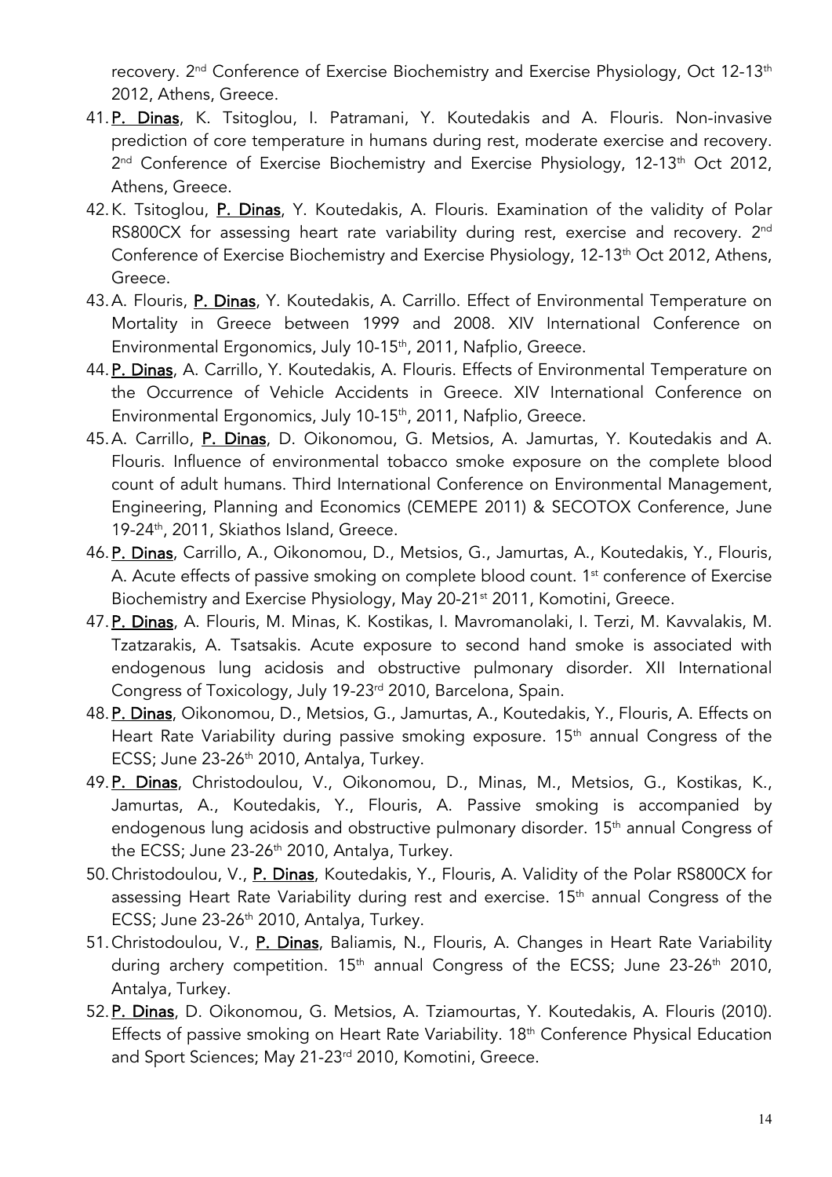recovery. 2nd Conference of Exercise Biochemistry and Exercise Physiology, Oct 12-13th 2012, Athens, Greece.

41. **P. Dinas**, K. Tsitoglou, I. Patramani, Y. Koutedakis and A. Flouris. Non-invasive prediction of core temperature in humans during rest, moderate exercise and recovery. 2nd Conference of Exercise Biochemistry and Exercise Physiology, 12-13th Oct 2012, Athens, Greece.
42. K. Tsitoglou, **P. Dinas**, Y. Koutedakis, A. Flouris. Examination of the validity of Polar RS800CX for assessing heart rate variability during rest, exercise and recovery. 2nd Conference of Exercise Biochemistry and Exercise Physiology, 12-13th Oct 2012, Athens, Greece.
43. A. Flouris, **P. Dinas**, Y. Koutedakis, A. Carrillo. Effect of Environmental Temperature on Mortality in Greece between 1999 and 2008. XIV International Conference on Environmental Ergonomics, July 10-15th, 2011, Nafplio, Greece.
44. **P. Dinas**, A. Carrillo, Y. Koutedakis, A. Flouris. Effects of Environmental Temperature on the Occurrence of Vehicle Accidents in Greece. XIV International Conference on Environmental Ergonomics, July 10-15th, 2011, Nafplio, Greece.
45. A. Carrillo, **P. Dinas**, D. Oikonomou, G. Metsios, A. Jamurtas, Y. Koutedakis and A. Flouris. Influence of environmental tobacco smoke exposure on the complete blood count of adult humans. Third International Conference on Environmental Management, Engineering, Planning and Economics (CEMEPE 2011) & SECOTOX Conference, June 19-24th, 2011, Skiathos Island, Greece.
46. **P. Dinas**, Carrillo, A., Oikonomou, D., Metsios, G., Jamurtas, A., Koutedakis, Y., Flouris, A. Acute effects of passive smoking on complete blood count. 1st conference of Exercise Biochemistry and Exercise Physiology, May 20-21st 2011, Komotini, Greece.
47. **P. Dinas**, A. Flouris, M. Minas, K. Kostikas, I. Mavromanolaki, I. Terzi, M. Kavvalakis, M. Tzatzarakis, A. Tsatsakis. Acute exposure to second hand smoke is associated with endogenous lung acidosis and obstructive pulmonary disorder. XII International Congress of Toxicology, July 19-23rd 2010, Barcelona, Spain.
48. **P. Dinas**, Oikonomou, D., Metsios, G., Jamurtas, A., Koutedakis, Y., Flouris, A. Effects on Heart Rate Variability during passive smoking exposure. 15th annual Congress of the ECSS; June 23-26th 2010, Antalya, Turkey.
49. **P. Dinas**, Christodoulou, V., Oikonomou, D., Minas, M., Metsios, G., Kostikas, K., Jamurtas, A., Koutedakis, Y., Flouris, A. Passive smoking is accompanied by endogenous lung acidosis and obstructive pulmonary disorder. 15th annual Congress of the ECSS; June 23-26th 2010, Antalya, Turkey.
50. Christodoulou, V., **P. Dinas**, Koutedakis, Y., Flouris, A. Validity of the Polar RS800CX for assessing Heart Rate Variability during rest and exercise. 15th annual Congress of the ECSS; June 23-26th 2010, Antalya, Turkey.
51. Christodoulou, V., **P. Dinas**, Baliamis, N., Flouris, A. Changes in Heart Rate Variability during archery competition. 15th annual Congress of the ECSS; June 23-26th 2010, Antalya, Turkey.
52. **P. Dinas**, D. Oikonomou, G. Metsios, A. Tziamourtas, Y. Koutedakis, A. Flouris (2010). Effects of passive smoking on Heart Rate Variability. 18th Conference Physical Education and Sport Sciences; May 21-23rd 2010, Komotini, Greece.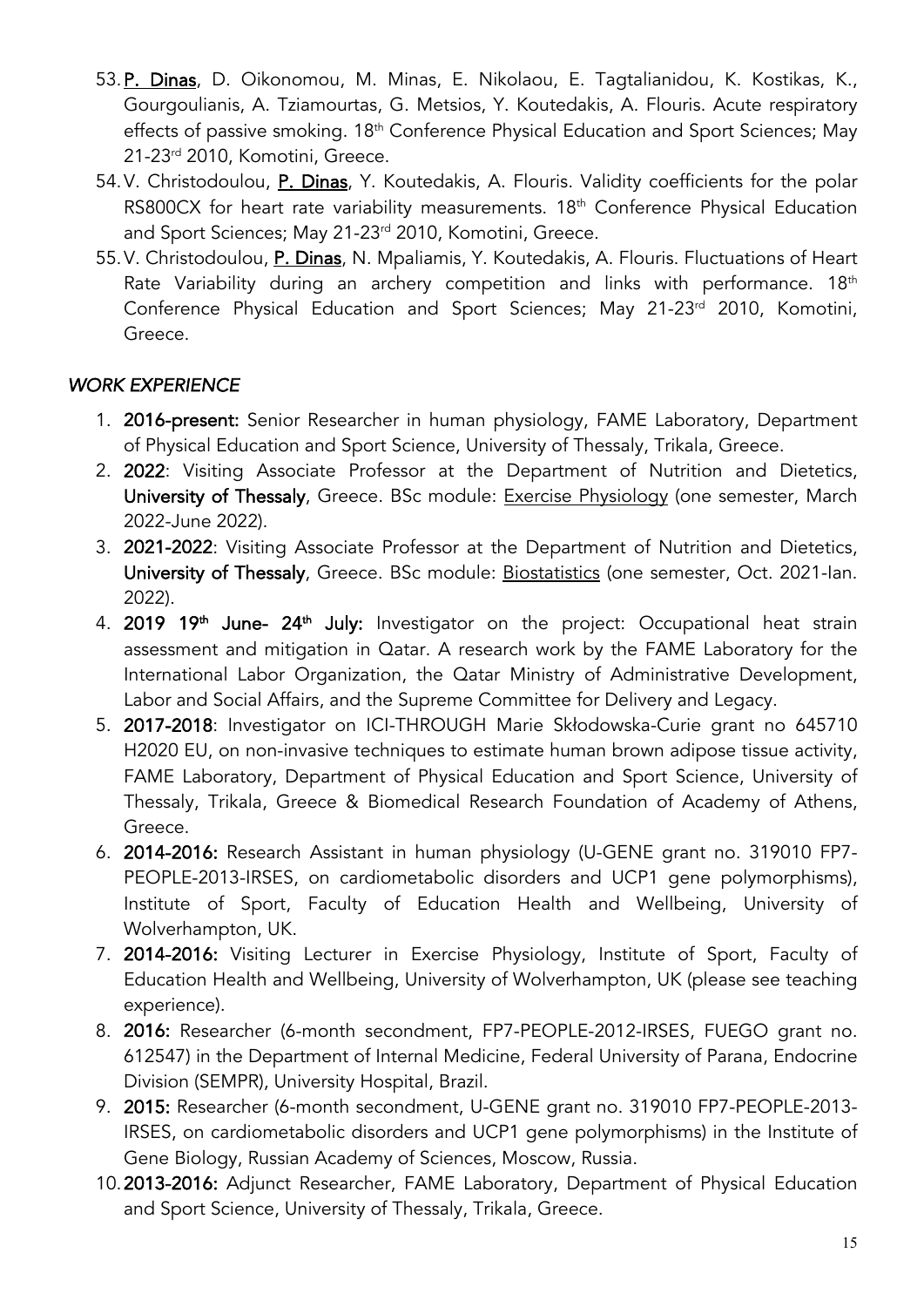53. **P. Dinas**, D. Oikonomou, M. Minas, E. Nikolaou, E. Tagtalianidou, K. Kostikas, K., Gourgoulianis, A. Tziamourtas, G. Metsios, Y. Koutedakis, A. Flouris. Acute respiratory effects of passive smoking. 18th Conference Physical Education and Sport Sciences; May 21-23rd 2010, Komotini, Greece.
54. V. Christodoulou, **P. Dinas**, Y. Koutedakis, A. Flouris. Validity coefficients for the polar RS800CX for heart rate variability measurements. 18th Conference Physical Education and Sport Sciences; May 21-23rd 2010, Komotini, Greece.
55. V. Christodoulou, **P. Dinas**, N. Mpaliamis, Y. Koutedakis, A. Flouris. Fluctuations of Heart Rate Variability during an archery competition and links with performance. 18th Conference Physical Education and Sport Sciences; May 21-23rd 2010, Komotini, Greece.

*WORK EXPERIENCE*

1. **2016-present:** Senior Researcher in human physiology, FAME Laboratory, Department of Physical Education and Sport Science, University of Thessaly, Trikala, Greece.
2. **2022**: Visiting Associate Professor at the Department of Nutrition and Dietetics, **University of Thessaly**, Greece. BSc module: Exercise Physiology (one semester, March 2022-June 2022).
3. **2021-2022**: Visiting Associate Professor at the Department of Nutrition and Dietetics, **University of Thessaly**, Greece. BSc module: Biostatistics (one semester, Oct. 2021-Ian. 2022).
4. **2019 19th June- 24th July:** Investigator on the project: Occupational heat strain assessment and mitigation in Qatar. A research work by the FAME Laboratory for the International Labor Organization, the Qatar Ministry of Administrative Development, Labor and Social Affairs, and the Supreme Committee for Delivery and Legacy.
5. **2017-2018**: Investigator on ICI-THROUGH Marie Skłodowska-Curie grant no 645710 H2020 EU, on non-invasive techniques to estimate human brown adipose tissue activity, FAME Laboratory, Department of Physical Education and Sport Science, University of Thessaly, Trikala, Greece & Biomedical Research Foundation of Academy of Athens, Greece.
6. **2014-2016:** Research Assistant in human physiology (U-GENE grant no. 319010 FP7-PEOPLE-2013-IRSES, on cardiometabolic disorders and UCP1 gene polymorphisms), Institute of Sport, Faculty of Education Health and Wellbeing, University of Wolverhampton, UK.
7. **2014-2016:** Visiting Lecturer in Exercise Physiology, Institute of Sport, Faculty of Education Health and Wellbeing, University of Wolverhampton, UK (please see teaching experience).
8. **2016:** Researcher (6-month secondment, FP7-PEOPLE-2012-IRSES, FUEGO grant no. 612547) in the Department of Internal Medicine, Federal University of Parana, Endocrine Division (SEMPR), University Hospital, Brazil.
9. **2015:** Researcher (6-month secondment, U-GENE grant no. 319010 FP7-PEOPLE-2013-IRSES, on cardiometabolic disorders and UCP1 gene polymorphisms) in the Institute of Gene Biology, Russian Academy of Sciences, Moscow, Russia.
10. **2013-2016:** Adjunct Researcher, FAME Laboratory, Department of Physical Education and Sport Science, University of Thessaly, Trikala, Greece.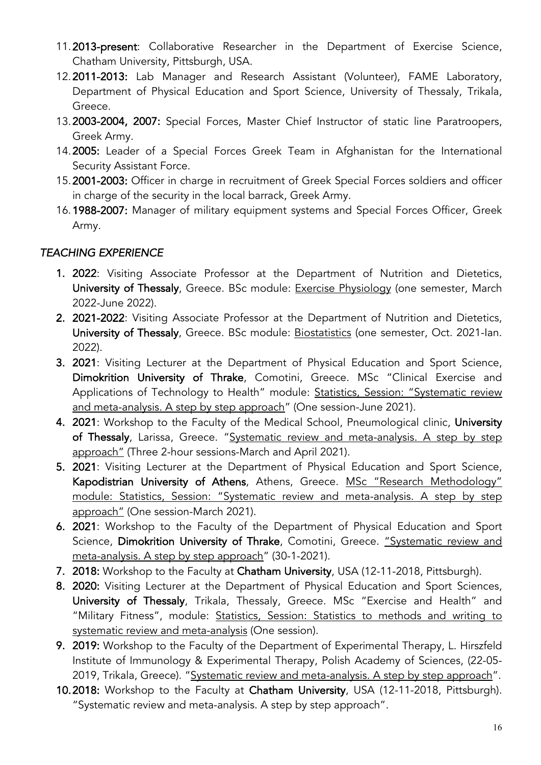11. **2013-present**: Collaborative Researcher in the Department of Exercise Science, Chatham University, Pittsburgh, USA.
12. **2011-2013:** Lab Manager and Research Assistant (Volunteer), FAME Laboratory, Department of Physical Education and Sport Science, University of Thessaly, Trikala, Greece.
13. **2003-2004, 2007:** Special Forces, Master Chief Instructor of static line Paratroopers, Greek Army.
14. **2005:** Leader of a Special Forces Greek Team in Afghanistan for the International Security Assistant Force.
15. **2001-2003:** Officer in charge in recruitment of Greek Special Forces soldiers and officer in charge of the security in the local barrack, Greek Army.
16. **1988-2007:** Manager of military equipment systems and Special Forces Officer, Greek Army.

## *TEACHING EXPERIENCE*

1. **2022**: Visiting Associate Professor at the Department of Nutrition and Dietetics, **University of Thessaly**, Greece. BSc module: <u>Exercise Physiology</u> (one semester, March 2022-June 2022).
2. **2021-2022**: Visiting Associate Professor at the Department of Nutrition and Dietetics, **University of Thessaly**, Greece. BSc module: <u>Biostatistics</u> (one semester, Oct. 2021-Ian. 2022).
3. **2021**: Visiting Lecturer at the Department of Physical Education and Sport Science, **Dimokrition University of Thrake**, Comotini, Greece. MSc "Clinical Exercise and Applications of Technology to Health" module: <u>Statistics, Session: "Systematic review and meta-analysis. A step by step approach</u>" (One session-June 2021).
4. **2021**: Workshop to the Faculty of the Medical School, Pneumological clinic, **University of Thessaly**, Larissa, Greece. "<u>Systematic review and meta-analysis. A step by step approach"</u> (Three 2-hour sessions-March and April 2021).
5. **2021**: Visiting Lecturer at the Department of Physical Education and Sport Science, **Kapodistrian University of Athens**, Athens, Greece. <u>MSc "Research Methodology" module: Statistics, Session: "Systematic review and meta-analysis. A step by step approach"</u> (One session-March 2021).
6. **2021**: Workshop to the Faculty of the Department of Physical Education and Sport Science, **Dimokrition University of Thrake**, Comotini, Greece. <u>"Systematic review and meta-analysis. A step by step approach</u>" (30-1-2021).
7. **2018:** Workshop to the Faculty at **Chatham University**, USA (12-11-2018, Pittsburgh).
8. **2020:** Visiting Lecturer at the Department of Physical Education and Sport Sciences, **University of Thessaly**, Trikala, Thessaly, Greece. MSc "Exercise and Health" and "Military Fitness", module: <u>Statistics, Session: Statistics to methods and writing to systematic review and meta-analysis</u> (One session).
9. **2019:** Workshop to the Faculty of the Department of Experimental Therapy, L. Hirszfeld Institute of Immunology & Experimental Therapy, Polish Academy of Sciences, (22-05-2019, Trikala, Greece). "<u>Systematic review and meta-analysis. A step by step approach</u>".
10. **2018:** Workshop to the Faculty at **Chatham University**, USA (12-11-2018, Pittsburgh). "Systematic review and meta-analysis. A step by step approach".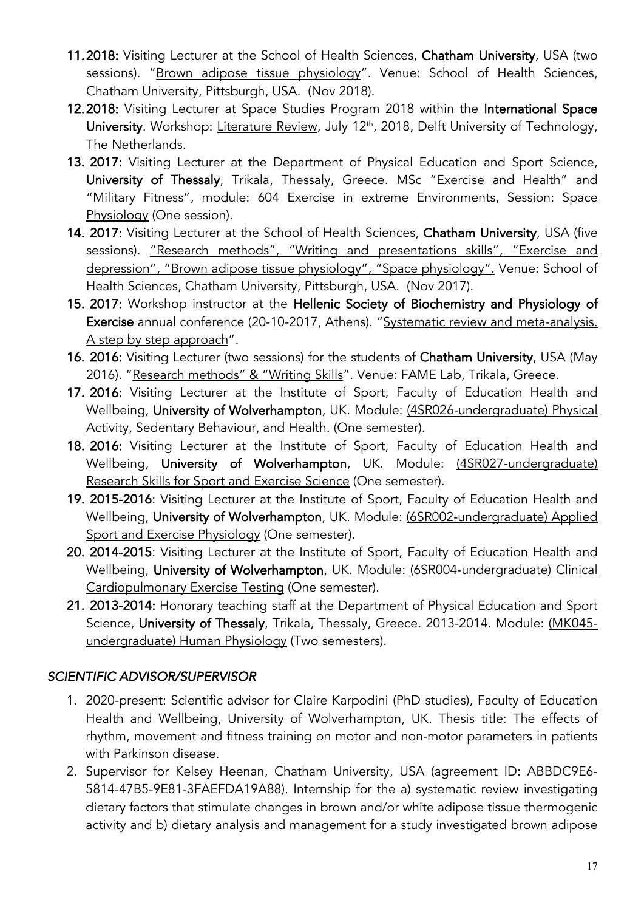11. **2018:** Visiting Lecturer at the School of Health Sciences, **Chatham University**, USA (two sessions). "Brown adipose tissue physiology". Venue: School of Health Sciences, Chatham University, Pittsburgh, USA. (Nov 2018).
12. **2018:** Visiting Lecturer at Space Studies Program 2018 within the **International Space University**. Workshop: Literature Review, July 12th, 2018, Delft University of Technology, The Netherlands.
13. **2017:** Visiting Lecturer at the Department of Physical Education and Sport Science, **University of Thessaly**, Trikala, Thessaly, Greece. MSc "Exercise and Health" and "Military Fitness", module: 604 Exercise in extreme Environments, Session: Space Physiology (One session).
14. **2017:** Visiting Lecturer at the School of Health Sciences, **Chatham University**, USA (five sessions). "Research methods", "Writing and presentations skills", "Exercise and depression", "Brown adipose tissue physiology", "Space physiology". Venue: School of Health Sciences, Chatham University, Pittsburgh, USA. (Nov 2017).
15. **2017:** Workshop instructor at the **Hellenic Society of Biochemistry and Physiology of Exercise** annual conference (20-10-2017, Athens). "Systematic review and meta-analysis. A step by step approach".
16. **2016:** Visiting Lecturer (two sessions) for the students of **Chatham University**, USA (May 2016). "Research methods" & "Writing Skills". Venue: FAME Lab, Trikala, Greece.
17. **2016:** Visiting Lecturer at the Institute of Sport, Faculty of Education Health and Wellbeing, **University of Wolverhampton**, UK. Module: (4SR026-undergraduate) Physical Activity, Sedentary Behaviour, and Health. (One semester).
18. **2016:** Visiting Lecturer at the Institute of Sport, Faculty of Education Health and Wellbeing, **University of Wolverhampton**, UK. Module: (4SR027-undergraduate) Research Skills for Sport and Exercise Science (One semester).
19. **2015-2016**: Visiting Lecturer at the Institute of Sport, Faculty of Education Health and Wellbeing, **University of Wolverhampton**, UK. Module: (6SR002-undergraduate) Applied Sport and Exercise Physiology (One semester).
20. **2014-2015**: Visiting Lecturer at the Institute of Sport, Faculty of Education Health and Wellbeing, **University of Wolverhampton**, UK. Module: (6SR004-undergraduate) Clinical Cardiopulmonary Exercise Testing (One semester).
21. **2013-2014:** Honorary teaching staff at the Department of Physical Education and Sport Science, **University of Thessaly**, Trikala, Thessaly, Greece. 2013-2014. Module: (MK045-undergraduate) Human Physiology (Two semesters).

## *SCIENTIFIC ADVISOR/SUPERVISOR*

1. 2020-present: Scientific advisor for Claire Karpodini (PhD studies), Faculty of Education Health and Wellbeing, University of Wolverhampton, UK. Thesis title: The effects of rhythm, movement and fitness training on motor and non-motor parameters in patients with Parkinson disease.
2. Supervisor for Kelsey Heenan, Chatham University, USA (agreement ID: ABBDC9E6-5814-47B5-9E81-3FAEFDA19A88). Internship for the a) systematic review investigating dietary factors that stimulate changes in brown and/or white adipose tissue thermogenic activity and b) dietary analysis and management for a study investigated brown adipose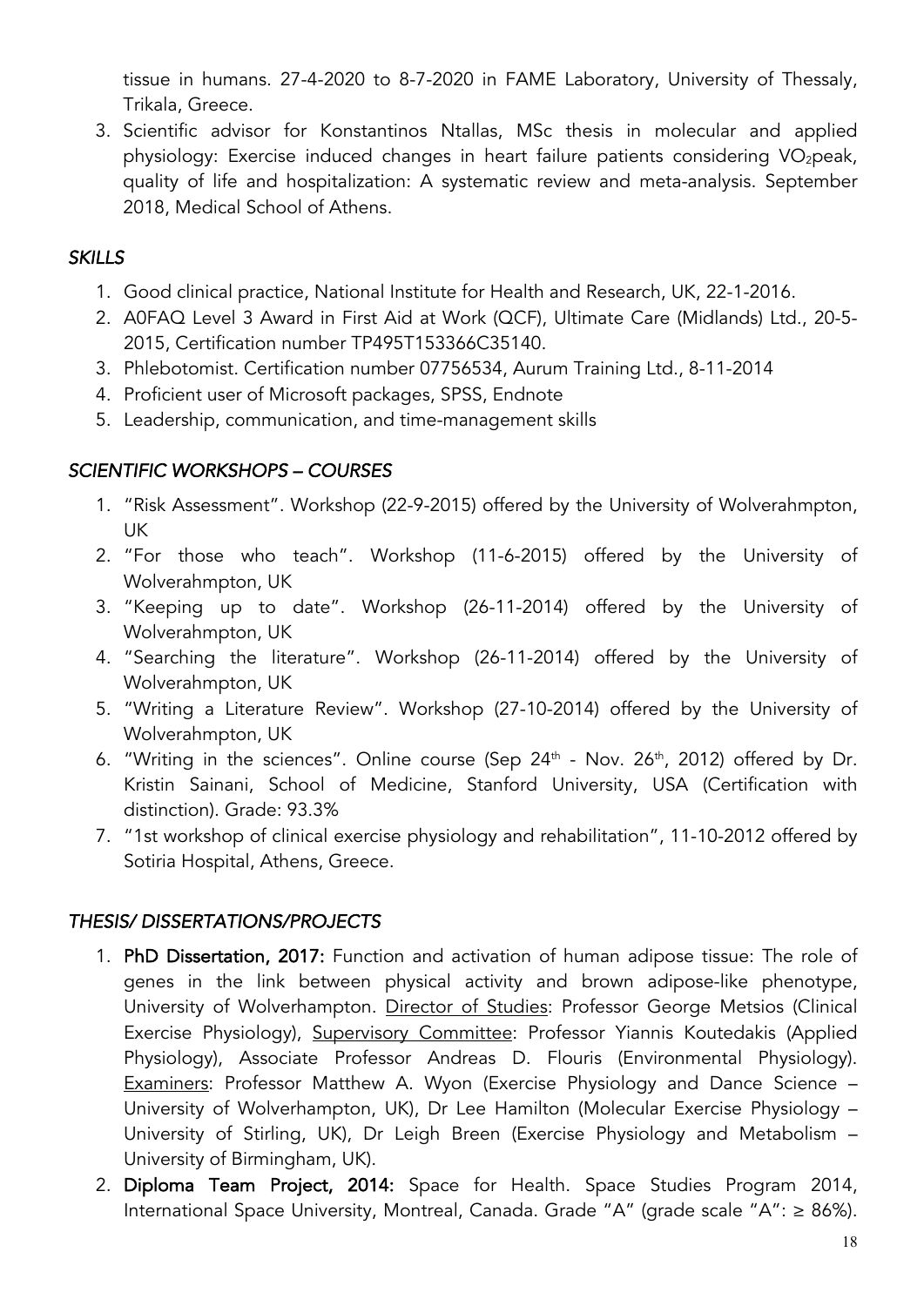tissue in humans. 27-4-2020 to 8-7-2020 in FAME Laboratory, University of Thessaly, Trikala, Greece.

3. Scientific advisor for Konstantinos Ntallas, MSc thesis in molecular and applied physiology: Exercise induced changes in heart failure patients considering $VO_2$peak, quality of life and hospitalization: A systematic review and meta-analysis. September 2018, Medical School of Athens.

## *SKILLS*

1. Good clinical practice, National Institute for Health and Research, UK, 22-1-2016.
2. A0FAQ Level 3 Award in First Aid at Work (QCF), Ultimate Care (Midlands) Ltd., 20-5-2015, Certification number TP495T153366C35140.
3. Phlebotomist. Certification number 07756534, Aurum Training Ltd., 8-11-2014
4. Proficient user of Microsoft packages, SPSS, Endnote
5. Leadership, communication, and time-management skills

## *SCIENTIFIC WORKSHOPS – COURSES*

1. "Risk Assessment". Workshop (22-9-2015) offered by the University of Wolverahmpton, UK
2. "For those who teach". Workshop (11-6-2015) offered by the University of Wolverahmpton, UK
3. "Keeping up to date". Workshop (26-11-2014) offered by the University of Wolverahmpton, UK
4. "Searching the literature". Workshop (26-11-2014) offered by the University of Wolverahmpton, UK
5. "Writing a Literature Review". Workshop (27-10-2014) offered by the University of Wolverahmpton, UK
6. "Writing in the sciences". Online course (Sep 24th - Nov. 26th, 2012) offered by Dr. Kristin Sainani, School of Medicine, Stanford University, USA (Certification with distinction). Grade: 93.3%
7. "1st workshop of clinical exercise physiology and rehabilitation", 11-10-2012 offered by Sotiria Hospital, Athens, Greece.

## *THESIS/ DISSERTATIONS/PROJECTS*

1. **PhD Dissertation, 2017:** Function and activation of human adipose tissue: The role of genes in the link between physical activity and brown adipose-like phenotype, University of Wolverhampton. Director of Studies: Professor George Metsios (Clinical Exercise Physiology), Supervisory Committee: Professor Yiannis Koutedakis (Applied Physiology), Associate Professor Andreas D. Flouris (Environmental Physiology). Examiners: Professor Matthew A. Wyon (Exercise Physiology and Dance Science – University of Wolverhampton, UK), Dr Lee Hamilton (Molecular Exercise Physiology – University of Stirling, UK), Dr Leigh Breen (Exercise Physiology and Metabolism – University of Birmingham, UK).
2. **Diploma Team Project, 2014:** Space for Health. Space Studies Program 2014, International Space University, Montreal, Canada. Grade "A" (grade scale "A": ≥ 86%).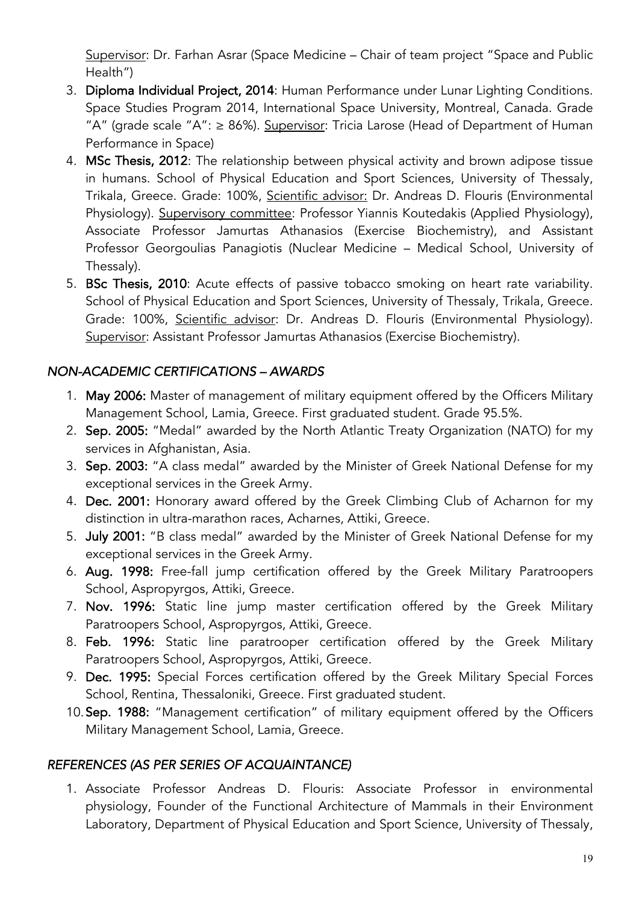Supervisor: Dr. Farhan Asrar (Space Medicine – Chair of team project "Space and Public Health")

3. **Diploma Individual Project, 2014**: Human Performance under Lunar Lighting Conditions. Space Studies Program 2014, International Space University, Montreal, Canada. Grade "A" (grade scale "A": ≥ 86%). Supervisor: Tricia Larose (Head of Department of Human Performance in Space)
4. **MSc Thesis, 2012**: The relationship between physical activity and brown adipose tissue in humans. School of Physical Education and Sport Sciences, University of Thessaly, Trikala, Greece. Grade: 100%, Scientific advisor: Dr. Andreas D. Flouris (Environmental Physiology). Supervisory committee: Professor Yiannis Koutedakis (Applied Physiology), Associate Professor Jamurtas Athanasios (Exercise Biochemistry), and Assistant Professor Georgoulias Panagiotis (Nuclear Medicine – Medical School, University of Thessaly).
5. **BSc Thesis, 2010**: Acute effects of passive tobacco smoking on heart rate variability. School of Physical Education and Sport Sciences, University of Thessaly, Trikala, Greece. Grade: 100%, Scientific advisor: Dr. Andreas D. Flouris (Environmental Physiology). Supervisor: Assistant Professor Jamurtas Athanasios (Exercise Biochemistry).

### *NON-ACADEMIC CERTIFICATIONS – AWARDS*

1. **May 2006:** Master of management of military equipment offered by the Officers Military Management School, Lamia, Greece. First graduated student. Grade 95.5%.
2. **Sep. 2005:** "Medal" awarded by the North Atlantic Treaty Organization (NATO) for my services in Afghanistan, Asia.
3. **Sep. 2003:** "A class medal" awarded by the Minister of Greek National Defense for my exceptional services in the Greek Army.
4. **Dec. 2001:** Honorary award offered by the Greek Climbing Club of Acharnon for my distinction in ultra-marathon races, Acharnes, Attiki, Greece.
5. **July 2001:** "B class medal" awarded by the Minister of Greek National Defense for my exceptional services in the Greek Army.
6. **Aug. 1998:** Free-fall jump certification offered by the Greek Military Paratroopers School, Aspropyrgos, Attiki, Greece.
7. **Nov. 1996:** Static line jump master certification offered by the Greek Military Paratroopers School, Aspropyrgos, Attiki, Greece.
8. **Feb. 1996:** Static line paratrooper certification offered by the Greek Military Paratroopers School, Aspropyrgos, Attiki, Greece.
9. **Dec. 1995:** Special Forces certification offered by the Greek Military Special Forces School, Rentina, Thessaloniki, Greece. First graduated student.
10. **Sep. 1988:** "Management certification" of military equipment offered by the Officers Military Management School, Lamia, Greece.

### *REFERENCES (AS PER SERIES OF ACQUAINTANCE)*

1. Associate Professor Andreas D. Flouris: Associate Professor in environmental physiology, Founder of the Functional Architecture of Mammals in their Environment Laboratory, Department of Physical Education and Sport Science, University of Thessaly,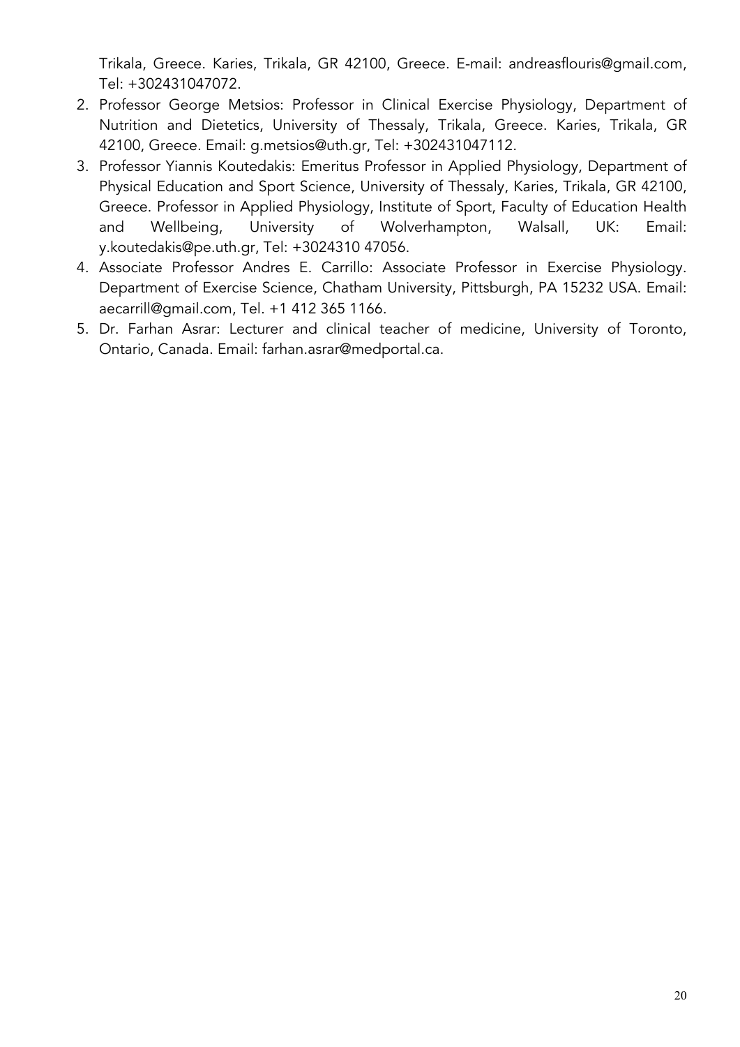Trikala, Greece. Karies, Trikala, GR 42100, Greece. E-mail: andreasflouris@gmail.com, Tel: +302431047072.

2. Professor George Metsios: Professor in Clinical Exercise Physiology, Department of Nutrition and Dietetics, University of Thessaly, Trikala, Greece. Karies, Trikala, GR 42100, Greece. Email: g.metsios@uth.gr, Tel: +302431047112.
3. Professor Yiannis Koutedakis: Emeritus Professor in Applied Physiology, Department of Physical Education and Sport Science, University of Thessaly, Karies, Trikala, GR 42100, Greece. Professor in Applied Physiology, Institute of Sport, Faculty of Education Health and Wellbeing, University of Wolverhampton, Walsall, UK: Email: y.koutedakis@pe.uth.gr, Tel: +3024310 47056.
4. Associate Professor Andres E. Carrillo: Associate Professor in Exercise Physiology. Department of Exercise Science, Chatham University, Pittsburgh, PA 15232 USA. Email: aecarrill@gmail.com, Tel. +1 412 365 1166.
5. Dr. Farhan Asrar: Lecturer and clinical teacher of medicine, University of Toronto, Ontario, Canada. Email: farhan.asrar@medportal.ca.